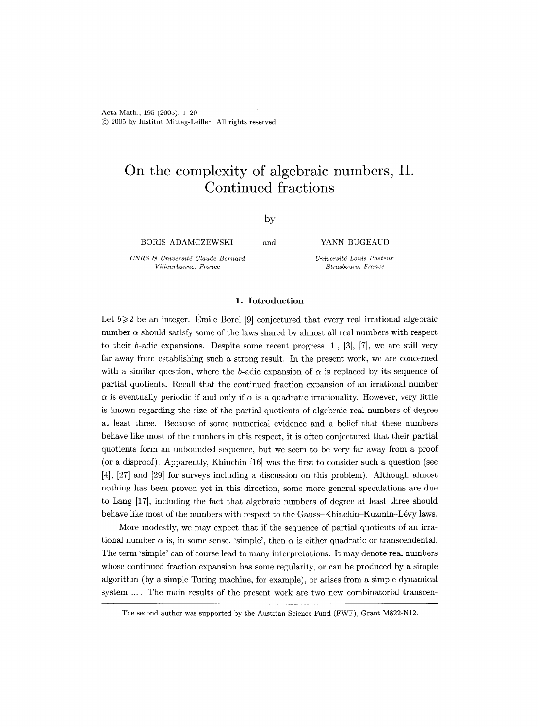# On the complexity of algebraic numbers, II. Continued fractions

by

BORIS ADAMCZEWSKI and YANN BUGEAUD

*CNRS & Université Claude Bernard Villeurbanne, France*

*Université Louis Pasteur Strasbourg, France*

## 1. Introduction

Let $b \geqslant 2$ be an integer. Émile Borel [9] conjectured that every real irrational algebraic number $\alpha$ should satisfy some of the laws shared by almost all real numbers with respect to their $b$-adic expansions. Despite some recent progress [1], [3], [7], we are still very far away from establishing such a strong result. In the present work, we are concerned with a similar question, where the $b$-adic expansion of $\alpha$ is replaced by its sequence of partial quotients. Recall that the continued fraction expansion of an irrational number $\alpha$ is eventually periodic if and only if $\alpha$ is a quadratic irrationality. However, very little is known regarding the size of the partial quotients of algebraic real numbers of degree at least three. Because of some numerical evidence and a belief that these numbers behave like most of the numbers in this respect, it is often conjectured that their partial quotients form an unbounded sequence, but we seem to be very far away from a proof (or a disproof). Apparently, Khinchin [16] was the first to consider such a question (see [4], [27] and [29] for surveys including a discussion on this problem). Although almost nothing has been proved yet in this direction, some more general speculations are due to Lang [17], including the fact that algebraic numbers of degree at least three should behave like most of the numbers with respect to the Gauss–Khinchin–Kuzmin–Lévy laws.

More modestly, we may expect that if the sequence of partial quotients of an irrational number $\alpha$ is, in some sense, 'simple', then $\alpha$ is either quadratic or transcendental. The term 'simple' can of course lead to many interpretations. It may denote real numbers whose continued fraction expansion has some regularity, or can be produced by a simple algorithm (by a simple Turing machine, for example), or arises from a simple dynamical system ... . The main results of the present work are two new combinatorial transcen-

The second author was supported by the Austrian Science Fund (FWF), Grant M822-N12.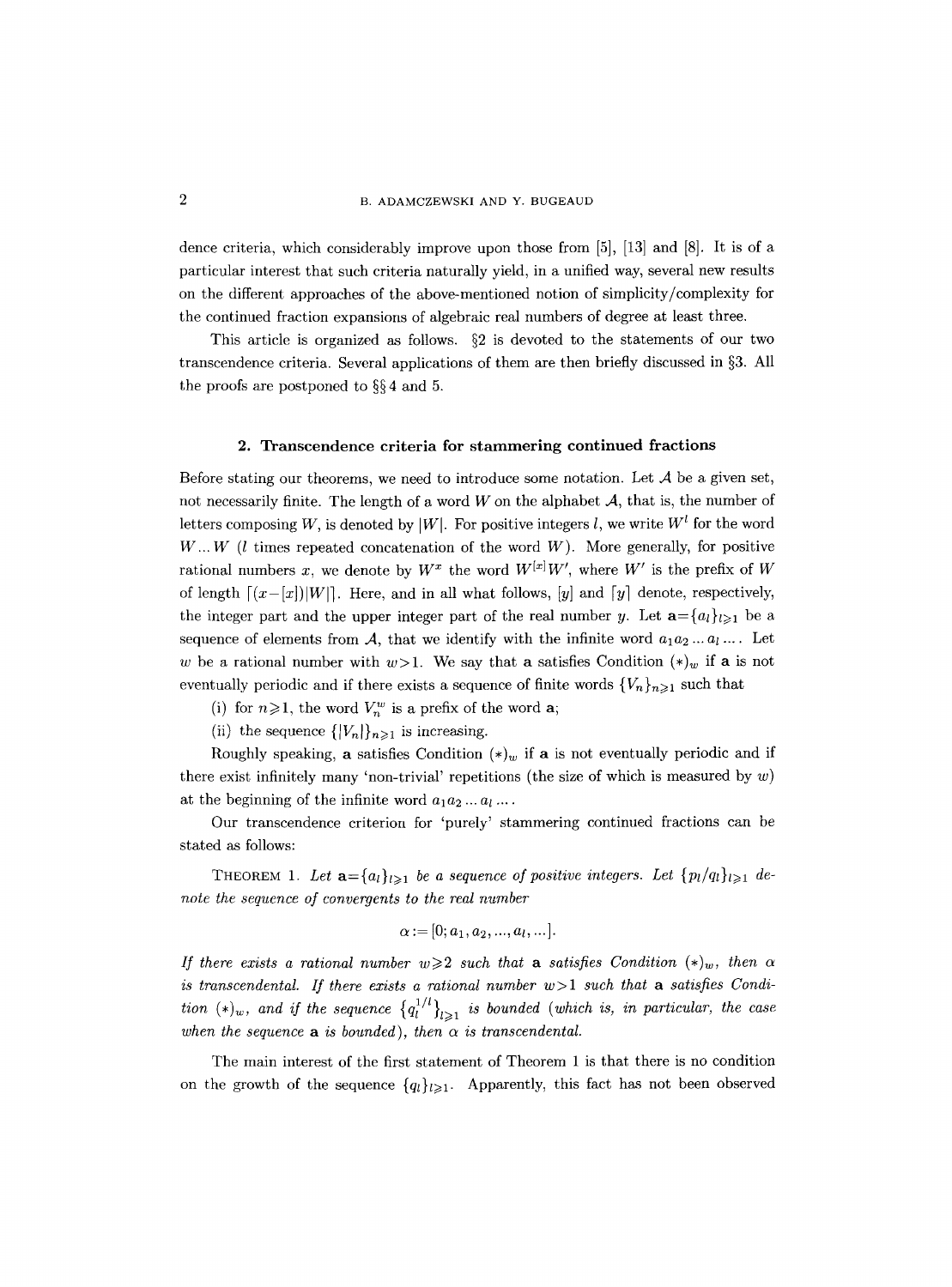dence criteria, which considerably improve upon those from [5], [13] and [8]. It is of a particular interest that such criteria naturally yield, in a unified way, several new results on the different approaches of the above-mentioned notion of simplicity/complexity for the continued fraction expansions of algebraic real numbers of degree at least three.

This article is organized as follows. §2 is devoted to the statements of our two transcendence criteria. Several applications of them are then briefly discussed in §3. All the proofs are postponed to §§4 and 5.

## 2. Transcendence criteria for stammering continued fractions

Before stating our theorems, we need to introduce some notation. Let $\mathcal{A}$ be a given set, not necessarily finite. The length of a word $W$ on the alphabet $\mathcal{A}$, that is, the number of letters composing $W$, is denoted by $|W|$. For positive integers $l$, we write $W^l$ for the word $W \dots W$ ($l$ times repeated concatenation of the word $W$). More generally, for positive rational numbers $x$, we denote by $W^x$ the word $W^{[x]}W'$, where $W'$ is the prefix of $W$ of length $\lceil (x-[x])|W| \rceil$. Here, and in all what follows, $[y]$ and $\lceil y \rceil$ denote, respectively, the integer part and the upper integer part of the real number $y$. Let $\mathbf{a}=\{a_l\}_{l \geqslant 1}$ be a sequence of elements from $\mathcal{A}$, that we identify with the infinite word $a_1 a_2 \dots a_l \dots$. Let $w$ be a rational number with $w>1$. We say that $\mathbf{a}$ satisfies Condition $(*)_w$ if $\mathbf{a}$ is not eventually periodic and if there exists a sequence of finite words $\{V_n\}_{n \geqslant 1}$ such that

(i) for $n \geqslant 1$, the word $V_n^w$ is a prefix of the word $\mathbf{a}$;

(ii) the sequence $\{|V_n|\}_{n \geqslant 1}$ is increasing.

Roughly speaking, $\mathbf{a}$ satisfies Condition $(*)_w$ if $\mathbf{a}$ is not eventually periodic and if there exist infinitely many 'non-trivial' repetitions (the size of which is measured by $w$) at the beginning of the infinite word $a_1 a_2 \dots a_l \dots$.

Our transcendence criterion for 'purely' stammering continued fractions can be stated as follows:

THEOREM 1. *Let $\mathbf{a}=\{a_l\}_{l \geqslant 1}$ be a sequence of positive integers. Let $\{p_l/q_l\}_{l \geqslant 1}$ denote the sequence of convergents to the real number*

$$\alpha := [0; a_1, a_2, \dots, a_l, \dots].$$

*If there exists a rational number $w \geqslant 2$ such that $\mathbf{a}$ satisfies Condition $(*)_w$, then $\alpha$ is transcendental. If there exists a rational number $w>1$ such that $\mathbf{a}$ satisfies Condition $(*)_w$, and if the sequence $\{q_l^{1/l}\}_{l \geqslant 1}$ is bounded (which is, in particular, the case when the sequence $\mathbf{a}$ is bounded), then $\alpha$ is transcendental.*

The main interest of the first statement of Theorem 1 is that there is no condition on the growth of the sequence $\{q_l\}_{l \geqslant 1}$. Apparently, this fact has not been observed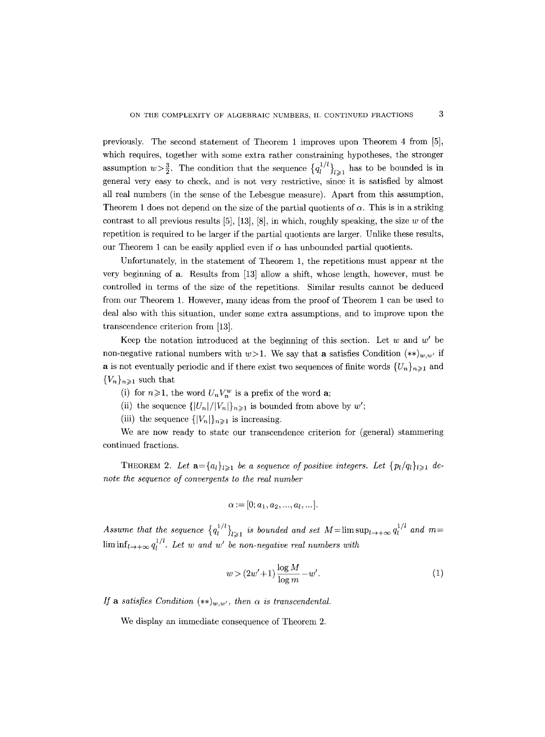previously. The second statement of Theorem 1 improves upon Theorem 4 from [5], which requires, together with some extra rather constraining hypotheses, the stronger assumption $w>\frac{3}{2}$. The condition that the sequence $\{q_l^{1/l}\}_{l\geqslant 1}$ has to be bounded is in general very easy to check, and is not very restrictive, since it is satisfied by almost all real numbers (in the sense of the Lebesgue measure). Apart from this assumption, Theorem 1 does not depend on the size of the partial quotients of $\alpha$. This is in a striking contrast to all previous results [5], [13], [8], in which, roughly speaking, the size $w$ of the repetition is required to be larger if the partial quotients are larger. Unlike these results, our Theorem 1 can be easily applied even if $\alpha$ has unbounded partial quotients.

Unfortunately, in the statement of Theorem 1, the repetitions must appear at the very beginning of $\mathbf{a}$. Results from [13] allow a shift, whose length, however, must be controlled in terms of the size of the repetitions. Similar results cannot be deduced from our Theorem 1. However, many ideas from the proof of Theorem 1 can be used to deal also with this situation, under some extra assumptions, and to improve upon the transcendence criterion from [13].

Keep the notation introduced at the beginning of this section. Let $w$ and $w'$ be non-negative rational numbers with $w>1$. We say that $\mathbf{a}$ satisfies Condition $(**)_{w,w'}$ if $\mathbf{a}$ is not eventually periodic and if there exist two sequences of finite words $\{U_n\}_{n\geqslant 1}$ and $\{V_n\}_{n\geqslant 1}$ such that

(i) for $n\geqslant 1$, the word $U_n V_n^w$ is a prefix of the word $\mathbf{a}$;

(ii) the sequence $\{|U_n|/|V_n|\}_{n\geqslant 1}$ is bounded from above by $w'$;

(iii) the sequence $\{|V_n|\}_{n\geqslant 1}$ is increasing.

We are now ready to state our transcendence criterion for (general) stammering continued fractions.

THEOREM 2. *Let $\mathbf{a}=\{a_l\}_{l\geqslant 1}$ be a sequence of positive integers. Let $\{p_l/q_l\}_{l\geqslant 1}$ denote the sequence of convergents to the real number*

$$\alpha := [0; a_1, a_2, ..., a_l, ...].$$

*Assume that the sequence $\{q_l^{1/l}\}_{l\geqslant 1}$ is bounded and set $M=\limsup_{l\to+\infty} q_l^{1/l}$ and $m=\liminf_{l\to+\infty} q_l^{1/l}$. Let $w$ and $w'$ be non-negative real numbers with*

$$w > (2w'+1)\frac{\log M}{\log m} - w'. \tag{1}$$

*If $\mathbf{a}$ satisfies Condition $(**)_{w,w'}$, then $\alpha$ is transcendental.*

We display an immediate consequence of Theorem 2.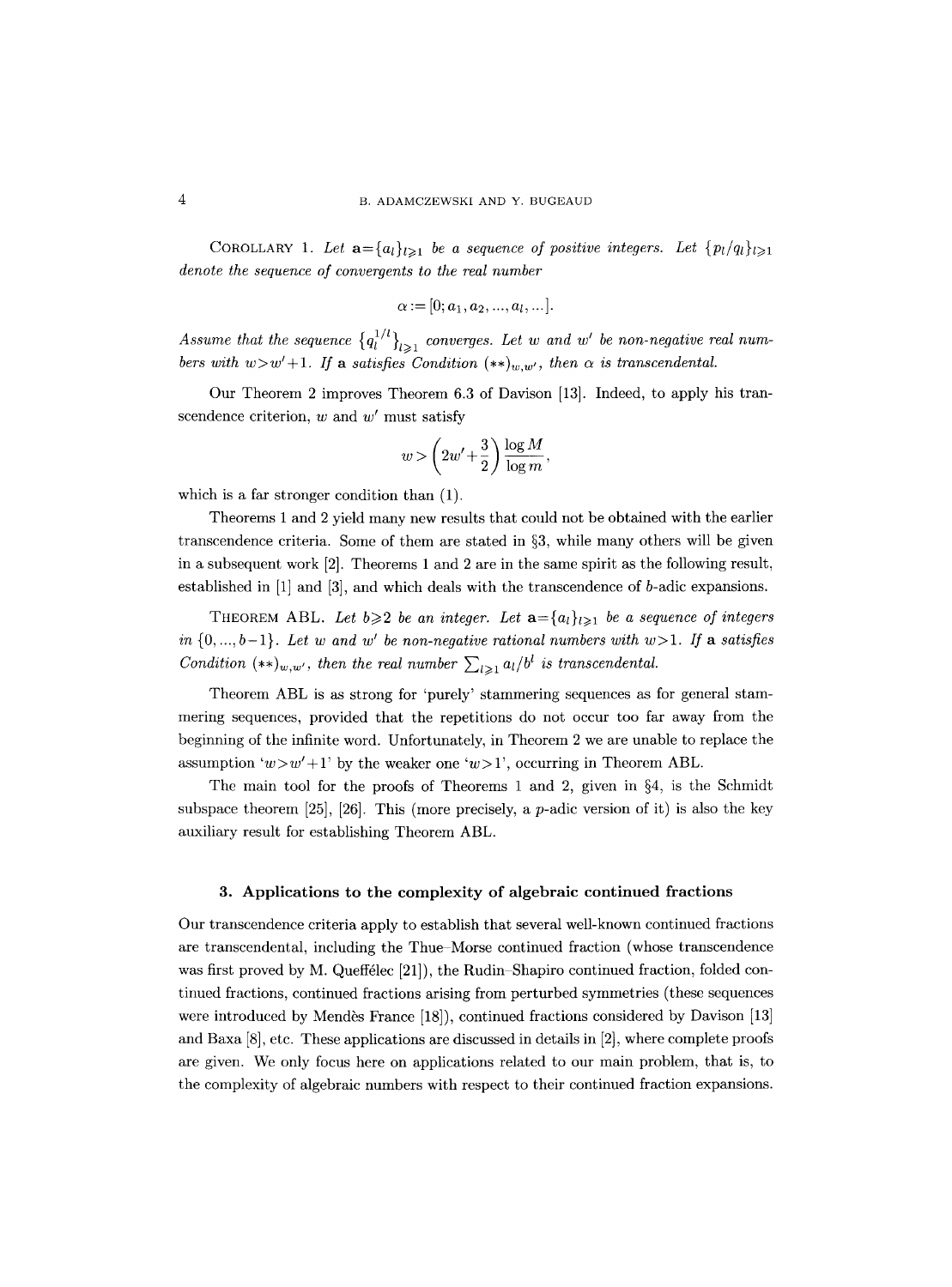COROLLARY 1. *Let* $\mathbf{a}=\{a_l\}_{l\geqslant 1}$ *be a sequence of positive integers. Let* $\{p_l/q_l\}_{l\geqslant 1}$ *denote the sequence of convergents to the real number*

$$\alpha := [0; a_1, a_2, ..., a_l, ...].$$

*Assume that the sequence* $\{q_l^{1/l}\}_{l\geqslant 1}$ *converges. Let* $w$ *and* $w'$ *be non-negative real numbers with* $w>w'+1$. *If* $\mathbf{a}$ *satisfies Condition* $(**)_{w,w'}$, *then* $\alpha$ *is transcendental.*

Our Theorem 2 improves Theorem 6.3 of Davison [13]. Indeed, to apply his transcendence criterion, $w$ and $w'$ must satisfy

$$w > \left(2w' + \frac{3}{2}\right) \frac{\log M}{\log m},$$

which is a far stronger condition than (1).

Theorems 1 and 2 yield many new results that could not be obtained with the earlier transcendence criteria. Some of them are stated in §3, while many others will be given in a subsequent work [2]. Theorems 1 and 2 are in the same spirit as the following result, established in [1] and [3], and which deals with the transcendence of $b$-adic expansions.

THEOREM ABL. *Let* $b\geqslant 2$ *be an integer. Let* $\mathbf{a}=\{a_l\}_{l\geqslant 1}$ *be a sequence of integers in* $\{0, ..., b-1\}$. *Let* $w$ *and* $w'$ *be non-negative rational numbers with* $w>1$. *If* $\mathbf{a}$ *satisfies Condition* $(**)_{w,w'}$, *then the real number* $\sum_{l\geqslant 1} a_l/b^l$ *is transcendental.*

Theorem ABL is as strong for 'purely' stammering sequences as for general stammering sequences, provided that the repetitions do not occur too far away from the beginning of the infinite word. Unfortunately, in Theorem 2 we are unable to replace the assumption '$w>w'+1$' by the weaker one '$w>1$', occurring in Theorem ABL.

The main tool for the proofs of Theorems 1 and 2, given in §4, is the Schmidt subspace theorem [25], [26]. This (more precisely, a $p$-adic version of it) is also the key auxiliary result for establishing Theorem ABL.

## 3. Applications to the complexity of algebraic continued fractions

Our transcendence criteria apply to establish that several well-known continued fractions are transcendental, including the Thue–Morse continued fraction (whose transcendence was first proved by M. Queffélec [21]), the Rudin–Shapiro continued fraction, folded continued fractions, continued fractions arising from perturbed symmetries (these sequences were introduced by Mendès France [18]), continued fractions considered by Davison [13] and Baxa [8], etc. These applications are discussed in details in [2], where complete proofs are given. We only focus here on applications related to our main problem, that is, to the complexity of algebraic numbers with respect to their continued fraction expansions.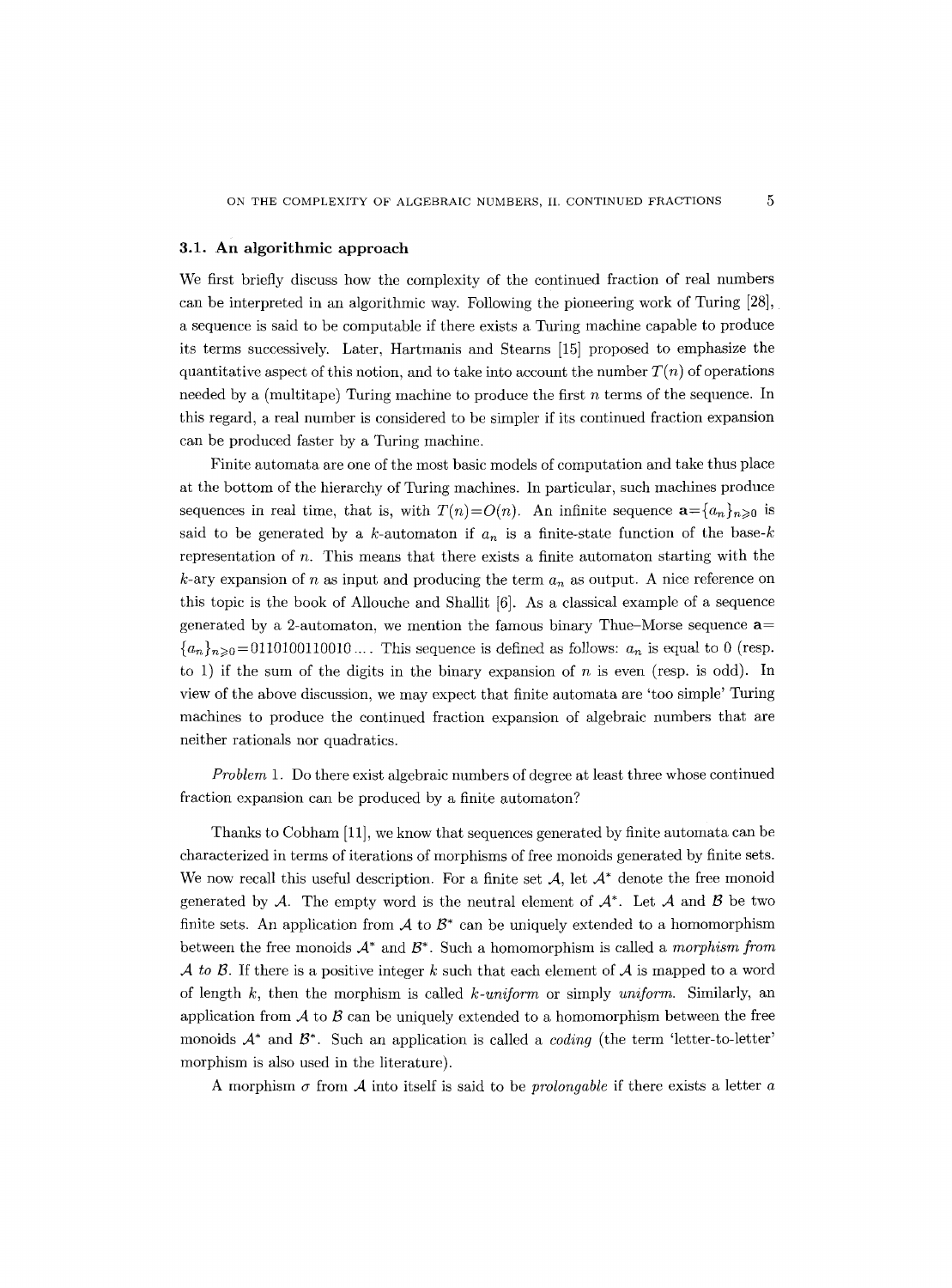### 3.1. An algorithmic approach

We first briefly discuss how the complexity of the continued fraction of real numbers can be interpreted in an algorithmic way. Following the pioneering work of Turing [28], a sequence is said to be computable if there exists a Turing machine capable to produce its terms successively. Later, Hartmanis and Stearns [15] proposed to emphasize the quantitative aspect of this notion, and to take into account the number $T(n)$ of operations needed by a (multitape) Turing machine to produce the first $n$ terms of the sequence. In this regard, a real number is considered to be simpler if its continued fraction expansion can be produced faster by a Turing machine.

Finite automata are one of the most basic models of computation and take thus place at the bottom of the hierarchy of Turing machines. In particular, such machines produce sequences in real time, that is, with $T(n)=O(n)$. An infinite sequence $\mathbf{a}=\{a_n\}_{n\geqslant 0}$ is said to be generated by a $k$-automaton if $a_n$ is a finite-state function of the base-$k$ representation of $n$. This means that there exists a finite automaton starting with the $k$-ary expansion of $n$ as input and producing the term $a_n$ as output. A nice reference on this topic is the book of Allouche and Shallit [6]. As a classical example of a sequence generated by a 2-automaton, we mention the famous binary Thue–Morse sequence $\mathbf{a}=\{a_n\}_{n\geqslant 0}=0110100110010\ldots$. This sequence is defined as follows: $a_n$ is equal to 0 (resp. to 1) if the sum of the digits in the binary expansion of $n$ is even (resp. is odd). In view of the above discussion, we may expect that finite automata are 'too simple' Turing machines to produce the continued fraction expansion of algebraic numbers that are neither rationals nor quadratics.

*Problem* 1. Do there exist algebraic numbers of degree at least three whose continued fraction expansion can be produced by a finite automaton?

Thanks to Cobham [11], we know that sequences generated by finite automata can be characterized in terms of iterations of morphisms of free monoids generated by finite sets. We now recall this useful description. For a finite set $\mathcal{A}$, let $\mathcal{A}^*$ denote the free monoid generated by $\mathcal{A}$. The empty word is the neutral element of $\mathcal{A}^*$. Let $\mathcal{A}$ and $\mathcal{B}$ be two finite sets. An application from $\mathcal{A}$ to $\mathcal{B}^*$ can be uniquely extended to a homomorphism between the free monoids $\mathcal{A}^*$ and $\mathcal{B}^*$. Such a homomorphism is called a *morphism from* $\mathcal{A}$ *to* $\mathcal{B}$. If there is a positive integer $k$ such that each element of $\mathcal{A}$ is mapped to a word of length $k$, then the morphism is called *$k$-uniform* or simply *uniform*. Similarly, an application from $\mathcal{A}$ to $\mathcal{B}$ can be uniquely extended to a homomorphism between the free monoids $\mathcal{A}^*$ and $\mathcal{B}^*$. Such an application is called a *coding* (the term 'letter-to-letter' morphism is also used in the literature).

A morphism $\sigma$ from $\mathcal{A}$ into itself is said to be *prolongable* if there exists a letter $a$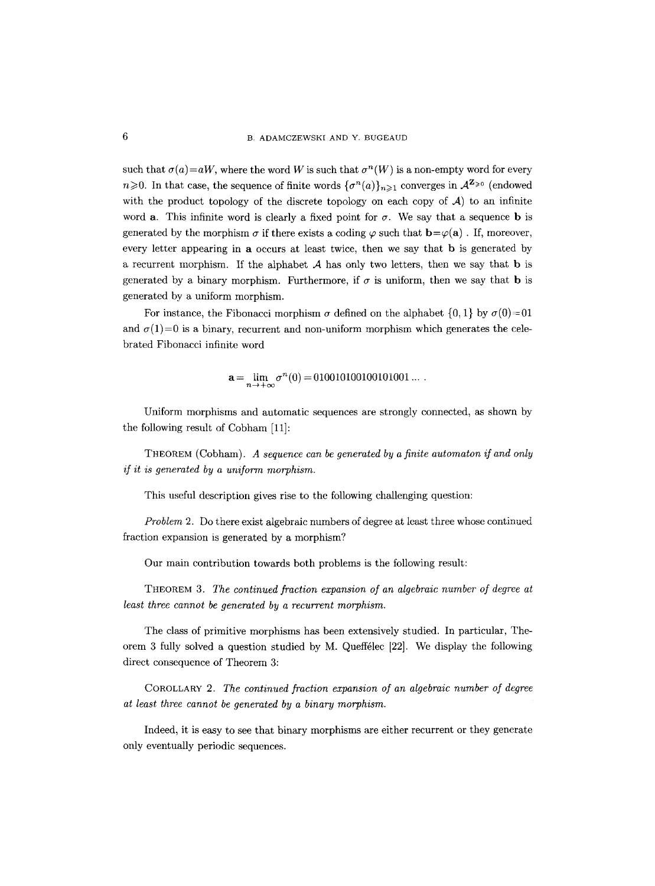such that $\sigma(a)=aW$, where the word $W$ is such that $\sigma^n(W)$ is a non-empty word for every $n\geqslant 0$. In that case, the sequence of finite words $\{\sigma^n(a)\}_{n\geqslant 1}$ converges in $\mathcal{A}^{\mathbf{Z}_{\geqslant 0}}$ (endowed with the product topology of the discrete topology on each copy of $\mathcal{A}$) to an infinite word $\mathbf{a}$. This infinite word is clearly a fixed point for $\sigma$. We say that a sequence $\mathbf{b}$ is generated by the morphism $\sigma$ if there exists a coding $\varphi$ such that $\mathbf{b}=\varphi(\mathbf{a})$ . If, moreover, every letter appearing in $\mathbf{a}$ occurs at least twice, then we say that $\mathbf{b}$ is generated by a recurrent morphism. If the alphabet $\mathcal{A}$ has only two letters, then we say that $\mathbf{b}$ is generated by a binary morphism. Furthermore, if $\sigma$ is uniform, then we say that $\mathbf{b}$ is generated by a uniform morphism.

For instance, the Fibonacci morphism $\sigma$ defined on the alphabet $\{0,1\}$ by $\sigma(0)=01$ and $\sigma(1)=0$ is a binary, recurrent and non-uniform morphism which generates the celebrated Fibonacci infinite word

$$\mathbf{a}=\lim_{n\to+\infty}\sigma^n(0)=010010100100101001\ldots .$$

Uniform morphisms and automatic sequences are strongly connected, as shown by the following result of Cobham [11]:

THEOREM (Cobham). *A sequence can be generated by a finite automaton if and only if it is generated by a uniform morphism.*

This useful description gives rise to the following challenging question:

*Problem* 2. Do there exist algebraic numbers of degree at least three whose continued fraction expansion is generated by a morphism?

Our main contribution towards both problems is the following result:

THEOREM 3. *The continued fraction expansion of an algebraic number of degree at least three cannot be generated by a recurrent morphism.*

The class of primitive morphisms has been extensively studied. In particular, Theorem 3 fully solved a question studied by M. Queffélec [22]. We display the following direct consequence of Theorem 3:

COROLLARY 2. *The continued fraction expansion of an algebraic number of degree at least three cannot be generated by a binary morphism.*

Indeed, it is easy to see that binary morphisms are either recurrent or they generate only eventually periodic sequences.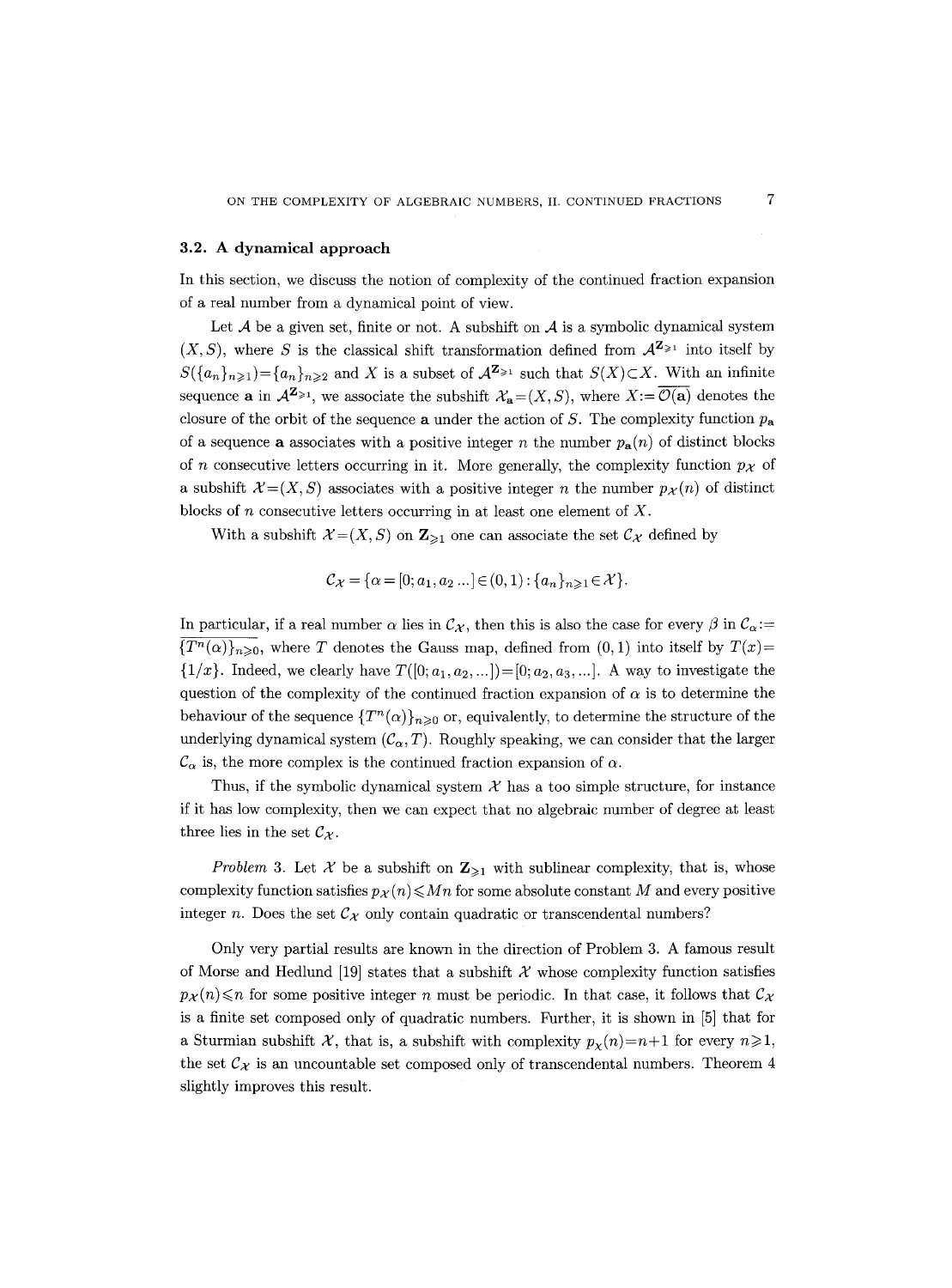### 3.2. A dynamical approach

In this section, we discuss the notion of complexity of the continued fraction expansion of a real number from a dynamical point of view.

Let $\mathcal{A}$ be a given set, finite or not. A subshift on $\mathcal{A}$ is a symbolic dynamical system $(X, S)$, where $S$ is the classical shift transformation defined from $\mathcal{A}^{\mathbf{Z}_{\geqslant 1}}$ into itself by $S(\{a_n\}_{n\geqslant 1})=\{a_n\}_{n\geqslant 2}$ and $X$ is a subset of $\mathcal{A}^{\mathbf{Z}_{\geqslant 1}}$ such that $S(X)\subset X$. With an infinite sequence $\mathbf{a}$ in $\mathcal{A}^{\mathbf{Z}_{\geqslant 1}}$, we associate the subshift $\mathcal{X}_{\mathbf{a}}=(X, S)$, where $X:=\overline{\mathcal{O}(\mathbf{a})}$ denotes the closure of the orbit of the sequence $\mathbf{a}$ under the action of $S$. The complexity function $p_{\mathbf{a}}$ of a sequence $\mathbf{a}$ associates with a positive integer $n$ the number $p_{\mathbf{a}}(n)$ of distinct blocks of $n$ consecutive letters occurring in it. More generally, the complexity function $p_{\mathcal{X}}$ of a subshift $\mathcal{X}=(X, S)$ associates with a positive integer $n$ the number $p_{\mathcal{X}}(n)$ of distinct blocks of $n$ consecutive letters occurring in at least one element of $X$.

With a subshift $\mathcal{X}=(X, S)$ on $\mathbf{Z}_{\geqslant 1}$ one can associate the set $\mathcal{C}_{\mathcal{X}}$ defined by

$$\mathcal{C}_{\mathcal{X}}=\{\alpha=[0; a_1, a_2 \ldots]\in(0,1):\{a_n\}_{n\geqslant 1}\in\mathcal{X}\}.$$

In particular, if a real number $\alpha$ lies in $\mathcal{C}_{\mathcal{X}}$, then this is also the case for every $\beta$ in $\mathcal{C}_{\alpha}:=\overline{\{T^n(\alpha)\}_{n\geqslant 0}}$, where $T$ denotes the Gauss map, defined from $(0,1)$ into itself by $T(x)=\{1/x\}$. Indeed, we clearly have $T([0; a_1, a_2, \ldots])=[0; a_2, a_3, \ldots]$. A way to investigate the question of the complexity of the continued fraction expansion of $\alpha$ is to determine the behaviour of the sequence $\{T^n(\alpha)\}_{n\geqslant 0}$ or, equivalently, to determine the structure of the underlying dynamical system $(\mathcal{C}_{\alpha}, T)$. Roughly speaking, we can consider that the larger $\mathcal{C}_{\alpha}$ is, the more complex is the continued fraction expansion of $\alpha$.

Thus, if the symbolic dynamical system $\mathcal{X}$ has a too simple structure, for instance if it has low complexity, then we can expect that no algebraic number of degree at least three lies in the set $\mathcal{C}_{\mathcal{X}}$.

*Problem* 3. Let $\mathcal{X}$ be a subshift on $\mathbf{Z}_{\geqslant 1}$ with sublinear complexity, that is, whose complexity function satisfies $p_{\mathcal{X}}(n)\leqslant Mn$ for some absolute constant $M$ and every positive integer $n$. Does the set $\mathcal{C}_{\mathcal{X}}$ only contain quadratic or transcendental numbers?

Only very partial results are known in the direction of Problem 3. A famous result of Morse and Hedlund [19] states that a subshift $\mathcal{X}$ whose complexity function satisfies $p_{\mathcal{X}}(n)\leqslant n$ for some positive integer $n$ must be periodic. In that case, it follows that $\mathcal{C}_{\mathcal{X}}$ is a finite set composed only of quadratic numbers. Further, it is shown in [5] that for a Sturmian subshift $\mathcal{X}$, that is, a subshift with complexity $p_{\mathcal{X}}(n)=n+1$ for every $n\geqslant 1$, the set $\mathcal{C}_{\mathcal{X}}$ is an uncountable set composed only of transcendental numbers. Theorem 4 slightly improves this result.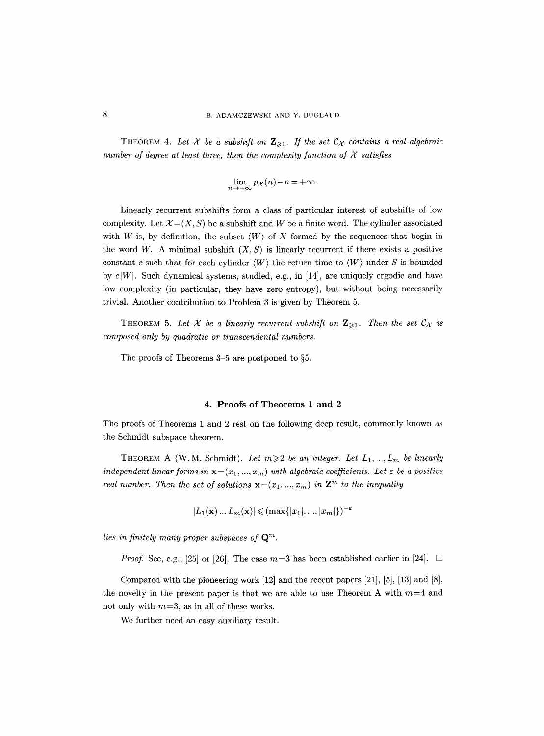THEOREM 4. *Let $\mathcal{X}$ be a subshift on $\mathbf{Z}_{\geqslant 1}$. If the set $\mathcal{C}_{\mathcal{X}}$ contains a real algebraic number of degree at least three, then the complexity function of $\mathcal{X}$ satisfies*

$$\lim_{n\to+\infty} p_{\mathcal{X}}(n)-n=+\infty.$$

Linearly recurrent subshifts form a class of particular interest of subshifts of low complexity. Let $\mathcal{X}=(X,S)$ be a subshift and $W$ be a finite word. The cylinder associated with $W$ is, by definition, the subset $\langle W\rangle$ of $X$ formed by the sequences that begin in the word $W$. A minimal subshift $(X,S)$ is linearly recurrent if there exists a positive constant $c$ such that for each cylinder $\langle W\rangle$ the return time to $\langle W\rangle$ under $S$ is bounded by $c|W|$. Such dynamical systems, studied, e.g., in [14], are uniquely ergodic and have low complexity (in particular, they have zero entropy), but without being necessarily trivial. Another contribution to Problem 3 is given by Theorem 5.

THEOREM 5. *Let $\mathcal{X}$ be a linearly recurrent subshift on $\mathbf{Z}_{\geqslant 1}$. Then the set $\mathcal{C}_{\mathcal{X}}$ is composed only by quadratic or transcendental numbers.*

The proofs of Theorems 3–5 are postponed to §5.

## 4. Proofs of Theorems 1 and 2

The proofs of Theorems 1 and 2 rest on the following deep result, commonly known as the Schmidt subspace theorem.

THEOREM A (W. M. Schmidt). *Let $m\geqslant 2$ be an integer. Let $L_1,...,L_m$ be linearly independent linear forms in $\mathbf{x}=(x_1,...,x_m)$ with algebraic coefficients. Let $\varepsilon$ be a positive real number. Then the set of solutions $\mathbf{x}=(x_1,...,x_m)$ in $\mathbf{Z}^m$ to the inequality*

$$|L_1(\mathbf{x})\ldots L_m(\mathbf{x})|\leqslant(\max\{|x_1|,...,|x_m|\})^{-\varepsilon}$$

*lies in finitely many proper subspaces of $\mathbf{Q}^m$.*

*Proof.* See, e.g., [25] or [26]. The case $m=3$ has been established earlier in [24]. $\square$

Compared with the pioneering work [12] and the recent papers [21], [5], [13] and [8], the novelty in the present paper is that we are able to use Theorem A with $m=4$ and not only with $m=3$, as in all of these works.

We further need an easy auxiliary result.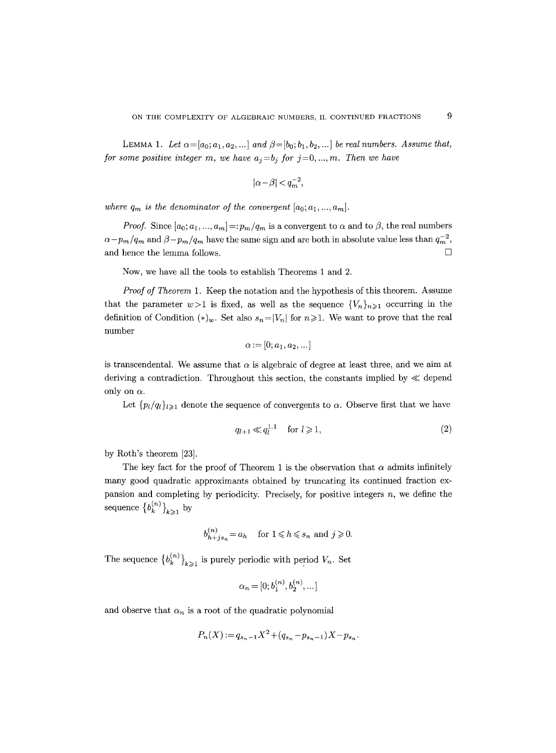Lemma 1. *Let $\alpha=[a_0;a_1,a_2,...]$ and $\beta=[b_0;b_1,b_2,...]$ be real numbers. Assume that, for some positive integer $m$, we have $a_j=b_j$ for $j=0,...,m$. Then we have*

$$|\alpha-\beta|<q_m^{-2},$$

*where $q_m$ is the denominator of the convergent $[a_0;a_1,...,a_m]$.*

*Proof.* Since $[a_0;a_1,...,a_m]=:p_m/q_m$ is a convergent to $\alpha$ and to $\beta$, the real numbers $\alpha-p_m/q_m$ and $\beta-p_m/q_m$ have the same sign and are both in absolute value less than $q_m^{-2}$, and hence the lemma follows. □

Now, we have all the tools to establish Theorems 1 and 2.

*Proof of Theorem* 1. Keep the notation and the hypothesis of this theorem. Assume that the parameter $w>1$ is fixed, as well as the sequence $\{V_n\}_{n\geqslant 1}$ occurring in the definition of Condition $(*)_w$. Set also $s_n=|V_n|$ for $n\geqslant 1$. We want to prove that the real number

$$\alpha:=[0;a_1,a_2,...]$$

is transcendental. We assume that $\alpha$ is algebraic of degree at least three, and we aim at deriving a contradiction. Throughout this section, the constants implied by $\ll$ depend only on $\alpha$.

Let $\{p_l/q_l\}_{l\geqslant 1}$ denote the sequence of convergents to $\alpha$. Observe first that we have

$$q_{l+1}\ll q_l^{1.1} \quad \text{for } l\geqslant 1, \tag{2}$$

by Roth's theorem [23].

The key fact for the proof of Theorem 1 is the observation that $\alpha$ admits infinitely many good quadratic approximants obtained by truncating its continued fraction expansion and completing by periodicity. Precisely, for positive integers $n$, we define the sequence $\{b_k^{(n)}\}_{k\geqslant 1}$ by

$$b_{h+js_n}^{(n)}=a_h \quad \text{for } 1\leqslant h\leqslant s_n \text{ and } j\geqslant 0.$$

The sequence $\{b_k^{(n)}\}_{k\geqslant 1}$ is purely periodic with period $V_n$. Set

$$\alpha_n=[0;b_1^{(n)},b_2^{(n)},...]$$

and observe that $\alpha_n$ is a root of the quadratic polynomial

$$P_n(X):=q_{s_n-1}X^2+(q_{s_n}-p_{s_n-1})X-p_{s_n}.$$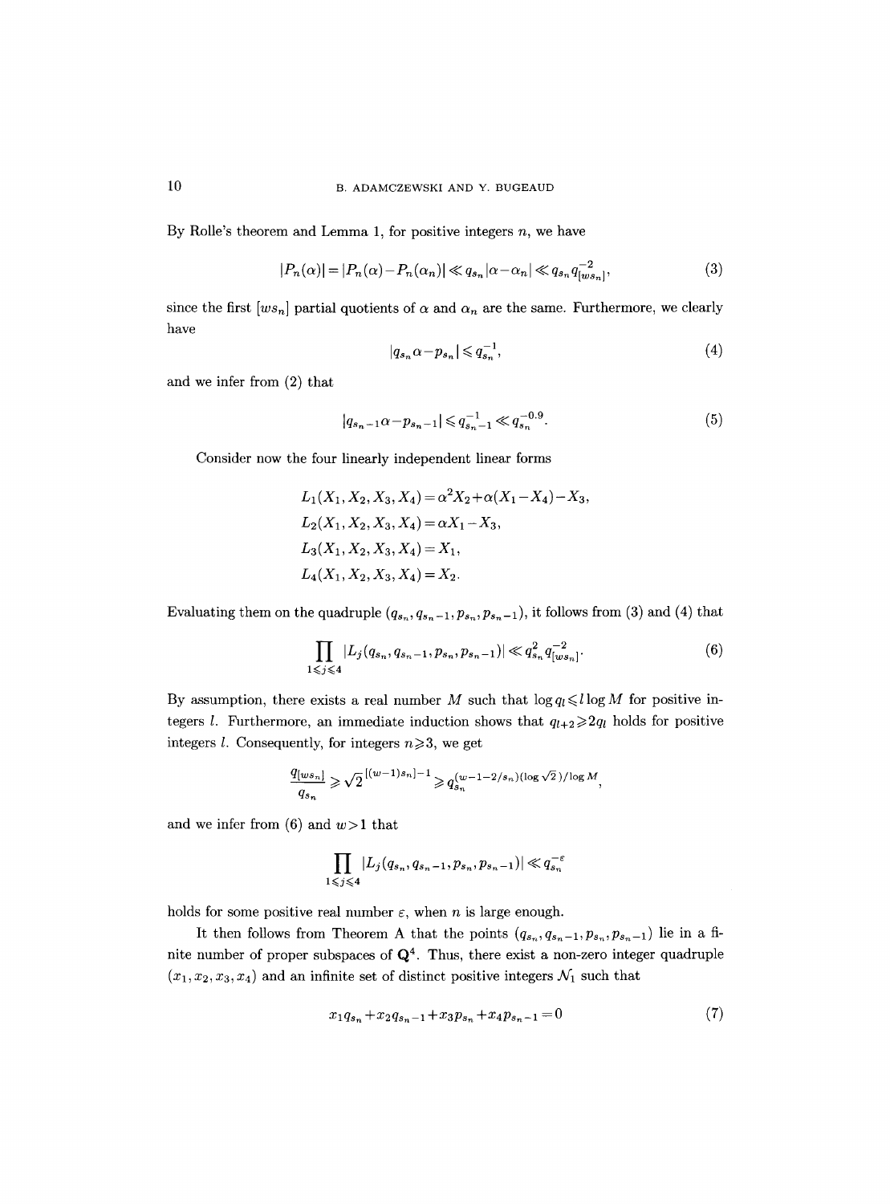By Rolle's theorem and Lemma 1, for positive integers $n$, we have

$$|P_n(\alpha)| = |P_n(\alpha) - P_n(\alpha_n)| \ll q_{s_n} |\alpha - \alpha_n| \ll q_{s_n} q_{[ws_n]}^{-2}, \tag{3}$$

since the first $[ws_n]$ partial quotients of $\alpha$ and $\alpha_n$ are the same. Furthermore, we clearly have

$$|q_{s_n}\alpha - p_{s_n}| \leqslant q_{s_n}^{-1}, \tag{4}$$

and we infer from (2) that

$$|q_{s_n-1}\alpha - p_{s_n-1}| \leqslant q_{s_n-1}^{-1} \ll q_{s_n}^{-0.9}. \tag{5}$$

Consider now the four linearly independent linear forms

$$\begin{aligned}
L_1(X_1, X_2, X_3, X_4) &= \alpha^2 X_2 + \alpha(X_1 - X_4) - X_3,\\
L_2(X_1, X_2, X_3, X_4) &= \alpha X_1 - X_3,\\
L_3(X_1, X_2, X_3, X_4) &= X_1,\\
L_4(X_1, X_2, X_3, X_4) &= X_2.
\end{aligned}$$

Evaluating them on the quadruple $(q_{s_n}, q_{s_n-1}, p_{s_n}, p_{s_n-1})$, it follows from (3) and (4) that

$$\prod_{1 \leqslant j \leqslant 4} |L_j(q_{s_n}, q_{s_n-1}, p_{s_n}, p_{s_n-1})| \ll q_{s_n}^2 q_{[ws_n]}^{-2}. \tag{6}$$

By assumption, there exists a real number $M$ such that $\log q_l \leqslant l \log M$ for positive integers $l$. Furthermore, an immediate induction shows that $q_{l+2} \geqslant 2q_l$ holds for positive integers $l$. Consequently, for integers $n \geqslant 3$, we get

$$\frac{q_{[ws_n]}}{q_{s_n}} \geqslant \sqrt{2}^{\,[(w-1)s_n]-1} \geqslant q_{s_n}^{(w-1-2/s_n)(\log \sqrt{2})/\log M},$$

and we infer from (6) and $w > 1$ that

$$\prod_{1 \leqslant j \leqslant 4} |L_j(q_{s_n}, q_{s_n-1}, p_{s_n}, p_{s_n-1})| \ll q_{s_n}^{-\varepsilon}$$

holds for some positive real number $\varepsilon$, when $n$ is large enough.

It then follows from Theorem A that the points $(q_{s_n}, q_{s_n-1}, p_{s_n}, p_{s_n-1})$ lie in a finite number of proper subspaces of $\mathbf{Q}^4$. Thus, there exist a non-zero integer quadruple $(x_1, x_2, x_3, x_4)$ and an infinite set of distinct positive integers $\mathcal{N}_1$ such that

$$x_1 q_{s_n} + x_2 q_{s_n-1} + x_3 p_{s_n} + x_4 p_{s_n-1} = 0 \tag{7}$$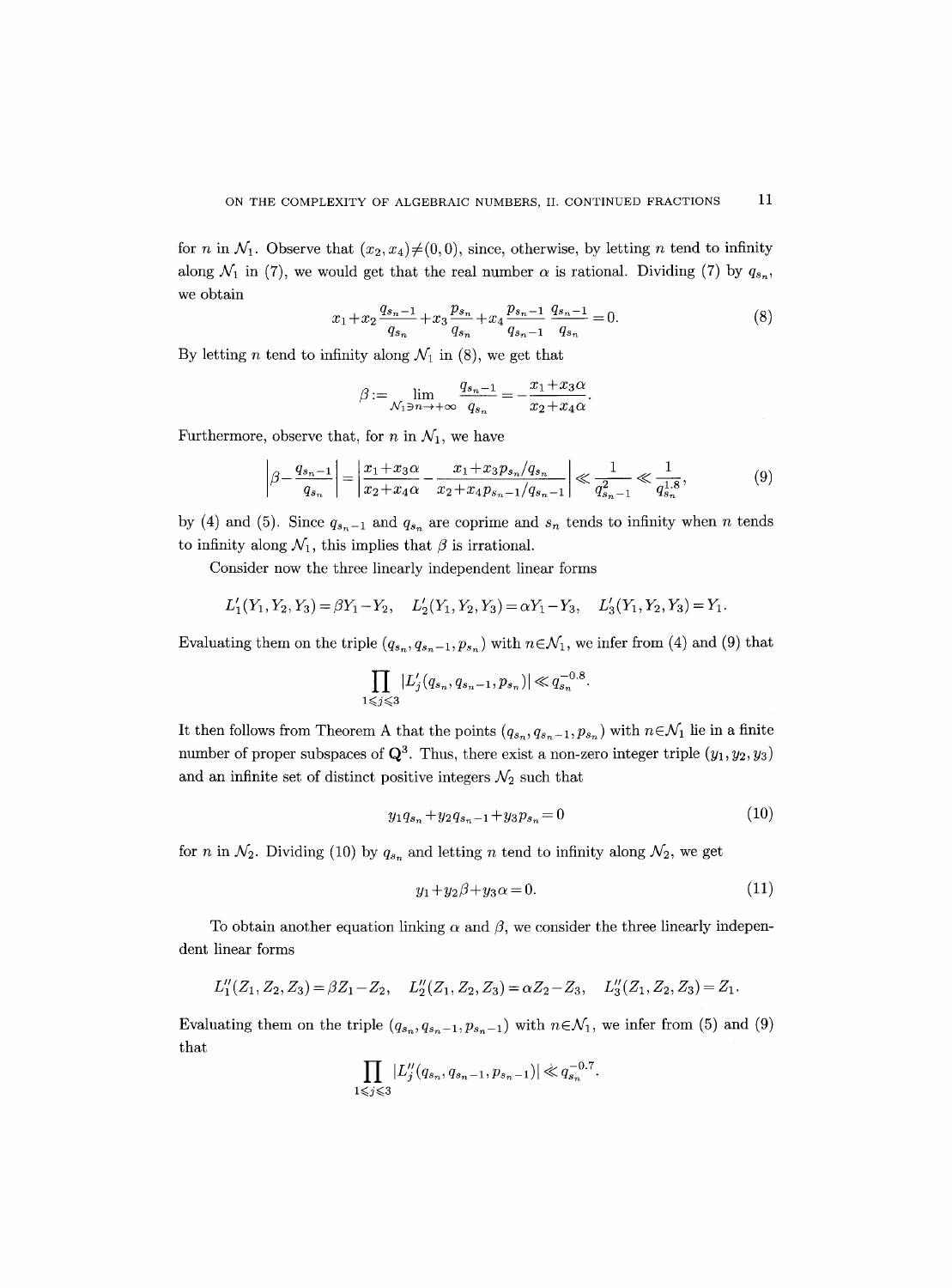for $n$ in $\mathcal{N}_1$. Observe that $(x_2, x_4) \neq (0,0)$, since, otherwise, by letting $n$ tend to infinity along $\mathcal{N}_1$ in (7), we would get that the real number $\alpha$ is rational. Dividing (7) by $q_{s_n}$, we obtain

$$x_1 + x_2 \frac{q_{s_n-1}}{q_{s_n}} + x_3 \frac{p_{s_n}}{q_{s_n}} + x_4 \frac{p_{s_n-1}}{q_{s_n-1}} \frac{q_{s_n-1}}{q_{s_n}} = 0. \tag{8}$$

By letting $n$ tend to infinity along $\mathcal{N}_1$ in (8), we get that

$$\beta := \lim_{\mathcal{N}_1 \ni n \to +\infty} \frac{q_{s_n-1}}{q_{s_n}} = -\frac{x_1 + x_3 \alpha}{x_2 + x_4 \alpha}.$$

Furthermore, observe that, for $n$ in $\mathcal{N}_1$, we have

$$\left| \beta - \frac{q_{s_n-1}}{q_{s_n}} \right| = \left| \frac{x_1 + x_3 \alpha}{x_2 + x_4 \alpha} - \frac{x_1 + x_3 p_{s_n}/q_{s_n}}{x_2 + x_4 p_{s_n-1}/q_{s_n-1}} \right| \ll \frac{1}{q_{s_n-1}^2} \ll \frac{1}{q_{s_n}^{1.8}}, \tag{9}$$

by (4) and (5). Since $q_{s_n-1}$ and $q_{s_n}$ are coprime and $s_n$ tends to infinity when $n$ tends to infinity along $\mathcal{N}_1$, this implies that $\beta$ is irrational.

Consider now the three linearly independent linear forms

$$L_1'(Y_1, Y_2, Y_3) = \beta Y_1 - Y_2, \quad L_2'(Y_1, Y_2, Y_3) = \alpha Y_1 - Y_3, \quad L_3'(Y_1, Y_2, Y_3) = Y_1.$$

Evaluating them on the triple $(q_{s_n}, q_{s_n-1}, p_{s_n})$ with $n \in \mathcal{N}_1$, we infer from (4) and (9) that

$$\prod_{1 \leqslant j \leqslant 3} |L_j'(q_{s_n}, q_{s_n-1}, p_{s_n})| \ll q_{s_n}^{-0.8}.$$

It then follows from Theorem A that the points $(q_{s_n}, q_{s_n-1}, p_{s_n})$ with $n \in \mathcal{N}_1$ lie in a finite number of proper subspaces of $\mathbf{Q}^3$. Thus, there exist a non-zero integer triple $(y_1, y_2, y_3)$ and an infinite set of distinct positive integers $\mathcal{N}_2$ such that

$$y_1 q_{s_n} + y_2 q_{s_n-1} + y_3 p_{s_n} = 0 \tag{10}$$

for $n$ in $\mathcal{N}_2$. Dividing (10) by $q_{s_n}$ and letting $n$ tend to infinity along $\mathcal{N}_2$, we get

$$y_1 + y_2 \beta + y_3 \alpha = 0. \tag{11}$$

To obtain another equation linking $\alpha$ and $\beta$, we consider the three linearly independent linear forms

$$L_1''(Z_1, Z_2, Z_3) = \beta Z_1 - Z_2, \quad L_2''(Z_1, Z_2, Z_3) = \alpha Z_2 - Z_3, \quad L_3''(Z_1, Z_2, Z_3) = Z_1.$$

Evaluating them on the triple $(q_{s_n}, q_{s_n-1}, p_{s_n-1})$ with $n \in \mathcal{N}_1$, we infer from (5) and (9) that

$$\prod_{1 \leqslant j \leqslant 3} |L_j''(q_{s_n}, q_{s_n-1}, p_{s_n-1})| \ll q_{s_n}^{-0.7}.$$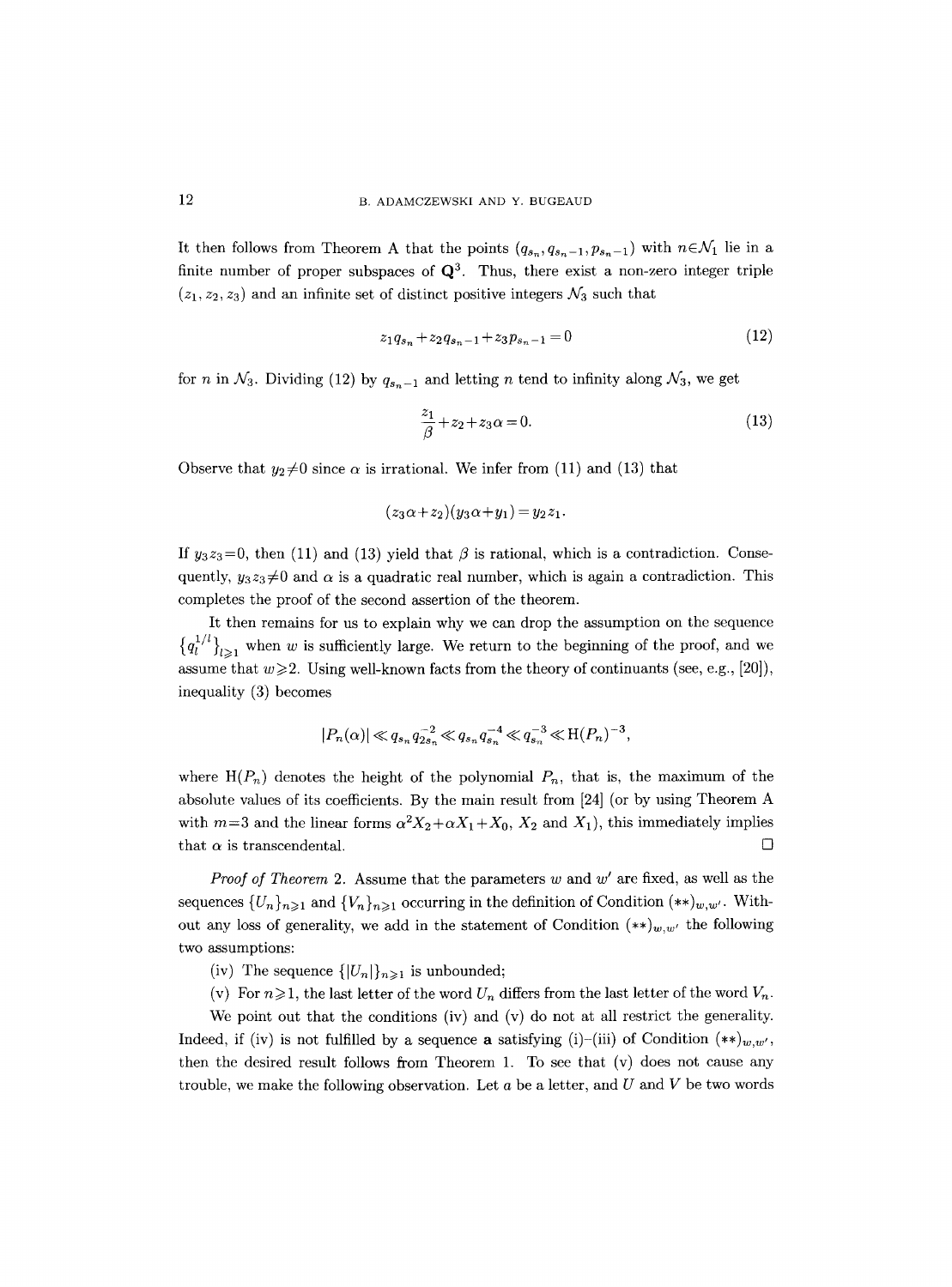It then follows from Theorem A that the points $(q_{s_n}, q_{s_n-1}, p_{s_n-1})$ with $n \in \mathcal{N}_1$ lie in a finite number of proper subspaces of $\mathbf{Q}^3$. Thus, there exist a non-zero integer triple $(z_1, z_2, z_3)$ and an infinite set of distinct positive integers $\mathcal{N}_3$ such that

$$z_1 q_{s_n} + z_2 q_{s_n-1} + z_3 p_{s_n-1} = 0 \tag{12}$$

for $n$ in $\mathcal{N}_3$. Dividing (12) by $q_{s_n-1}$ and letting $n$ tend to infinity along $\mathcal{N}_3$, we get

$$\frac{z_1}{\beta} + z_2 + z_3 \alpha = 0. \tag{13}$$

Observe that $y_2 \neq 0$ since $\alpha$ is irrational. We infer from (11) and (13) that

$$(z_3 \alpha + z_2)(y_3 \alpha + y_1) = y_2 z_1.$$

If $y_3 z_3 = 0$, then (11) and (13) yield that $\beta$ is rational, which is a contradiction. Consequently, $y_3 z_3 \neq 0$ and $\alpha$ is a quadratic real number, which is again a contradiction. This completes the proof of the second assertion of the theorem.

It then remains for us to explain why we can drop the assumption on the sequence $\{q_l^{1/l}\}_{l \geqslant 1}$ when $w$ is sufficiently large. We return to the beginning of the proof, and we assume that $w \geqslant 2$. Using well-known facts from the theory of continuants (see, e.g., [20]), inequality (3) becomes

$$|P_n(\alpha)| \ll q_{s_n} q_{2s_n}^{-2} \ll q_{s_n} q_{s_n}^{-4} \ll q_{s_n}^{-3} \ll \mathrm{H}(P_n)^{-3},$$

where $\mathrm{H}(P_n)$ denotes the height of the polynomial $P_n$, that is, the maximum of the absolute values of its coefficients. By the main result from [24] (or by using Theorem A with $m=3$ and the linear forms $\alpha^2 X_2 + \alpha X_1 + X_0$, $X_2$ and $X_1$), this immediately implies that $\alpha$ is transcendental. $\square$

*Proof of Theorem* 2. Assume that the parameters $w$ and $w'$ are fixed, as well as the sequences $\{U_n\}_{n \geqslant 1}$ and $\{V_n\}_{n \geqslant 1}$ occurring in the definition of Condition $(**)_{w,w'}$. Without any loss of generality, we add in the statement of Condition $(**)_{w,w'}$ the following two assumptions:

(iv) The sequence $\{|U_n|\}_{n \geqslant 1}$ is unbounded;

(v) For $n \geqslant 1$, the last letter of the word $U_n$ differs from the last letter of the word $V_n$.

We point out that the conditions (iv) and (v) do not at all restrict the generality. Indeed, if (iv) is not fulfilled by a sequence $\mathbf{a}$ satisfying (i)–(iii) of Condition $(**)_{w,w'}$, then the desired result follows from Theorem 1. To see that (v) does not cause any trouble, we make the following observation. Let $a$ be a letter, and $U$ and $V$ be two words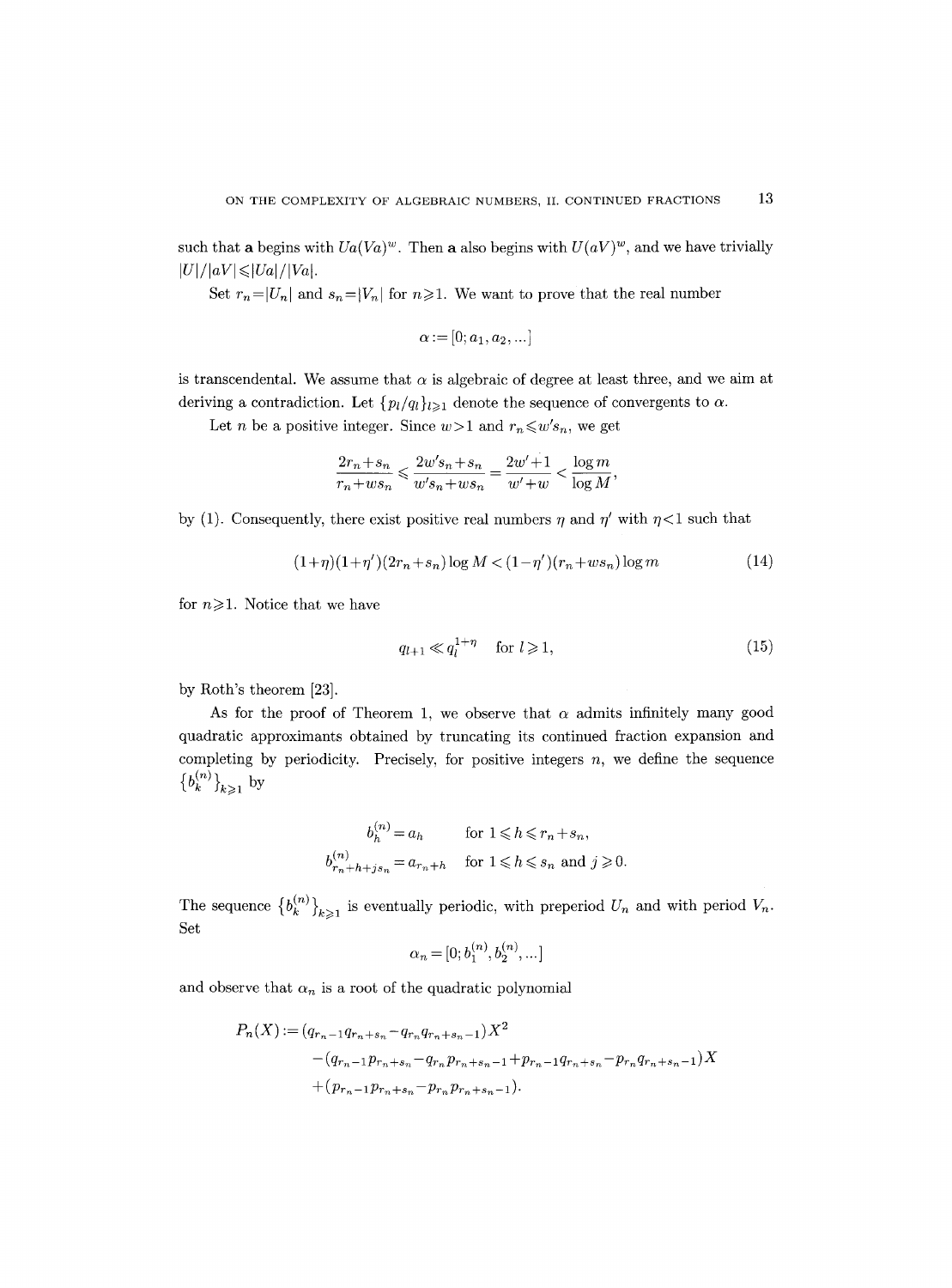such that $\mathbf{a}$ begins with $Ua(Va)^w$. Then $\mathbf{a}$ also begins with $U(aV)^w$, and we have trivially $|U|/|aV| \leqslant |Ua|/|Va|$.

Set $r_n = |U_n|$ and $s_n = |V_n|$ for $n \geqslant 1$. We want to prove that the real number

$$\alpha := [0; a_1, a_2, \ldots]$$

is transcendental. We assume that $\alpha$ is algebraic of degree at least three, and we aim at deriving a contradiction. Let $\{p_l/q_l\}_{l \geqslant 1}$ denote the sequence of convergents to $\alpha$.

Let $n$ be a positive integer. Since $w > 1$ and $r_n \leqslant w' s_n$, we get

$$\frac{2r_n + s_n}{r_n + w s_n} \leqslant \frac{2w' s_n + s_n}{w' s_n + w s_n} = \frac{2w' + 1}{w' + w} < \frac{\log m}{\log M},$$

by (1). Consequently, there exist positive real numbers $\eta$ and $\eta'$ with $\eta < 1$ such that

$$(1+\eta)(1+\eta')(2r_n + s_n) \log M < (1-\eta')(r_n + w s_n) \log m \tag{14}$$

for $n \geqslant 1$. Notice that we have

$$q_{l+1} \ll q_l^{1+\eta} \quad \text{for } l \geqslant 1, \tag{15}$$

by Roth's theorem [23].

As for the proof of Theorem 1, we observe that $\alpha$ admits infinitely many good quadratic approximants obtained by truncating its continued fraction expansion and completing by periodicity. Precisely, for positive integers $n$, we define the sequence $\{b_k^{(n)}\}_{k \geqslant 1}$ by

$$\begin{aligned} b_h^{(n)} &= a_h \qquad \text{for } 1 \leqslant h \leqslant r_n + s_n, \\ b_{r_n + h + j s_n}^{(n)} &= a_{r_n + h} \quad \text{for } 1 \leqslant h \leqslant s_n \text{ and } j \geqslant 0. \end{aligned}$$

The sequence $\{b_k^{(n)}\}_{k \geqslant 1}$ is eventually periodic, with preperiod $U_n$ and with period $V_n$. Set

$$\alpha_n = [0; b_1^{(n)}, b_2^{(n)}, \ldots]$$

and observe that $\alpha_n$ is a root of the quadratic polynomial

$$\begin{aligned} P_n(X) := {} & (q_{r_n - 1} q_{r_n + s_n} - q_{r_n} q_{r_n + s_n - 1}) X^2 \\ & - (q_{r_n - 1} p_{r_n + s_n} - q_{r_n} p_{r_n + s_n - 1} + p_{r_n - 1} q_{r_n + s_n} - p_{r_n} q_{r_n + s_n - 1}) X \\ & + (p_{r_n - 1} p_{r_n + s_n} - p_{r_n} p_{r_n + s_n - 1}). \end{aligned}$$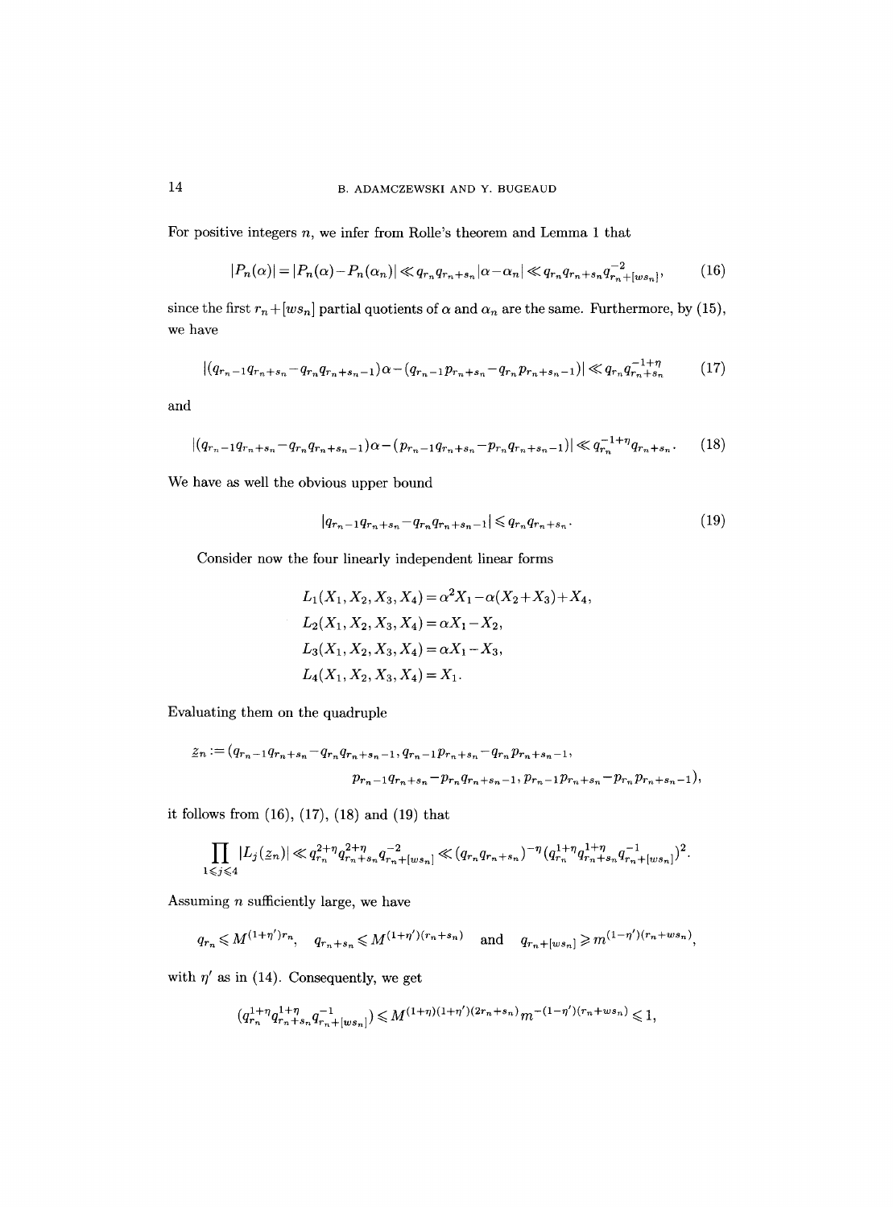For positive integers $n$, we infer from Rolle's theorem and Lemma 1 that

$$|P_n(\alpha)| = |P_n(\alpha) - P_n(\alpha_n)| \ll q_{r_n} q_{r_n+s_n} |\alpha - \alpha_n| \ll q_{r_n} q_{r_n+s_n} q_{r_n+[ws_n]}^{-2}, \tag{16}$$

since the first $r_n + [ws_n]$ partial quotients of $\alpha$ and $\alpha_n$ are the same. Furthermore, by (15), we have

$$|(q_{r_n-1} q_{r_n+s_n} - q_{r_n} q_{r_n+s_n-1})\alpha - (q_{r_n-1} p_{r_n+s_n} - q_{r_n} p_{r_n+s_n-1})| \ll q_{r_n} q_{r_n+s_n}^{-1+\eta} \tag{17}$$

and

$$|(q_{r_n-1} q_{r_n+s_n} - q_{r_n} q_{r_n+s_n-1})\alpha - (p_{r_n-1} q_{r_n+s_n} - p_{r_n} q_{r_n+s_n-1})| \ll q_{r_n}^{-1+\eta} q_{r_n+s_n}. \tag{18}$$

We have as well the obvious upper bound

$$|q_{r_n-1} q_{r_n+s_n} - q_{r_n} q_{r_n+s_n-1}| \leqslant q_{r_n} q_{r_n+s_n}. \tag{19}$$

Consider now the four linearly independent linear forms

$$\begin{aligned}
L_1(X_1, X_2, X_3, X_4) &= \alpha^2 X_1 - \alpha(X_2 + X_3) + X_4, \\
L_2(X_1, X_2, X_3, X_4) &= \alpha X_1 - X_2, \\
L_3(X_1, X_2, X_3, X_4) &= \alpha X_1 - X_3, \\
L_4(X_1, X_2, X_3, X_4) &= X_1.
\end{aligned}$$

Evaluating them on the quadruple

$$\begin{aligned}
\underline{z}_n := (q_{r_n-1} q_{r_n+s_n} - q_{r_n} q_{r_n+s_n-1}, \, q_{r_n-1} p_{r_n+s_n} - q_{r_n} p_{r_n+s_n-1}, \\
p_{r_n-1} q_{r_n+s_n} - p_{r_n} q_{r_n+s_n-1}, \, p_{r_n-1} p_{r_n+s_n} - p_{r_n} p_{r_n+s_n-1}),
\end{aligned}$$

it follows from (16), (17), (18) and (19) that

$$\prod_{1 \leqslant j \leqslant 4} |L_j(\underline{z}_n)| \ll q_{r_n}^{2+\eta} q_{r_n+s_n}^{2+\eta} q_{r_n+[ws_n]}^{-2} \ll (q_{r_n} q_{r_n+s_n})^{-\eta} (q_{r_n}^{1+\eta} q_{r_n+s_n}^{1+\eta} q_{r_n+[ws_n]}^{-1})^2.$$

Assuming $n$ sufficiently large, we have

$$q_{r_n} \leqslant M^{(1+\eta')r_n}, \quad q_{r_n+s_n} \leqslant M^{(1+\eta')(r_n+s_n)} \quad \text{and} \quad q_{r_n+[ws_n]} \geqslant m^{(1-\eta')(r_n+ws_n)},$$

with $\eta'$ as in (14). Consequently, we get

$$(q_{r_n}^{1+\eta} q_{r_n+s_n}^{1+\eta} q_{r_n+[ws_n]}^{-1}) \leqslant M^{(1+\eta)(1+\eta')(2r_n+s_n)} m^{-(1-\eta')(r_n+ws_n)} \leqslant 1,$$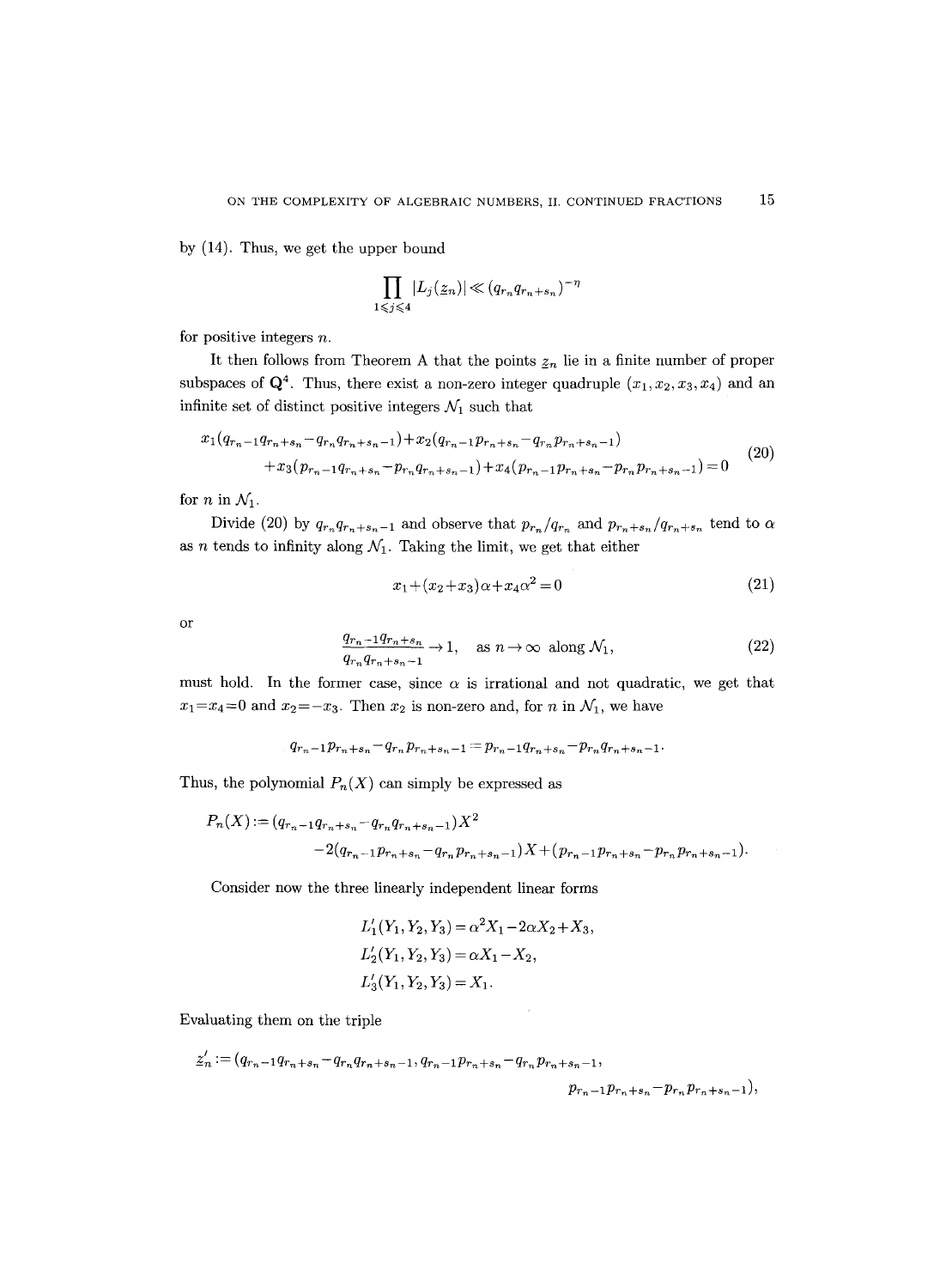by (14). Thus, we get the upper bound

$$\prod_{1 \leqslant j \leqslant 4} |L_j(\underline{z}_n)| \ll (q_{r_n} q_{r_n+s_n})^{-\eta}$$

for positive integers $n$.

It then follows from Theorem A that the points $\underline{z}_n$ lie in a finite number of proper subspaces of $\mathbf{Q}^4$. Thus, there exist a non-zero integer quadruple $(x_1, x_2, x_3, x_4)$ and an infinite set of distinct positive integers $\mathcal{N}_1$ such that

$$\begin{aligned} &x_1(q_{r_n-1}q_{r_n+s_n} - q_{r_n}q_{r_n+s_n-1}) + x_2(q_{r_n-1}p_{r_n+s_n} - q_{r_n}p_{r_n+s_n-1}) \\ &\quad + x_3(p_{r_n-1}q_{r_n+s_n} - p_{r_n}q_{r_n+s_n-1}) + x_4(p_{r_n-1}p_{r_n+s_n} - p_{r_n}p_{r_n+s_n-1}) = 0 \end{aligned} \tag{20}$$

for $n$ in $\mathcal{N}_1$.

Divide (20) by $q_{r_n}q_{r_n+s_n-1}$ and observe that $p_{r_n}/q_{r_n}$ and $p_{r_n+s_n}/q_{r_n+s_n}$ tend to $\alpha$ as $n$ tends to infinity along $\mathcal{N}_1$. Taking the limit, we get that either

$$x_1 + (x_2 + x_3)\alpha + x_4\alpha^2 = 0 \tag{21}$$

or

$$\frac{q_{r_n-1}q_{r_n+s_n}}{q_{r_n}q_{r_n+s_n-1}} \to 1, \quad \text{as } n \to \infty \text{ along } \mathcal{N}_1, \tag{22}$$

must hold. In the former case, since $\alpha$ is irrational and not quadratic, we get that $x_1 = x_4 = 0$ and $x_2 = -x_3$. Then $x_2$ is non-zero and, for $n$ in $\mathcal{N}_1$, we have

$$q_{r_n-1}p_{r_n+s_n} - q_{r_n}p_{r_n+s_n-1} = p_{r_n-1}q_{r_n+s_n} - p_{r_n}q_{r_n+s_n-1}.$$

Thus, the polynomial $P_n(X)$ can simply be expressed as

$$\begin{aligned} P_n(X) := {} &(q_{r_n-1}q_{r_n+s_n} - q_{r_n}q_{r_n+s_n-1})X^2 \\ &- 2(q_{r_n-1}p_{r_n+s_n} - q_{r_n}p_{r_n+s_n-1})X + (p_{r_n-1}p_{r_n+s_n} - p_{r_n}p_{r_n+s_n-1}). \end{aligned}$$

Consider now the three linearly independent linear forms

$$\begin{aligned} L_1'(Y_1, Y_2, Y_3) &= \alpha^2 X_1 - 2\alpha X_2 + X_3, \\ L_2'(Y_1, Y_2, Y_3) &= \alpha X_1 - X_2, \\ L_3'(Y_1, Y_2, Y_3) &= X_1. \end{aligned}$$

Evaluating them on the triple

$$\begin{aligned} \underline{z}_n' := (&q_{r_n-1}q_{r_n+s_n} - q_{r_n}q_{r_n+s_n-1}, q_{r_n-1}p_{r_n+s_n} - q_{r_n}p_{r_n+s_n-1}, \\ &p_{r_n-1}p_{r_n+s_n} - p_{r_n}p_{r_n+s_n-1}), \end{aligned}$$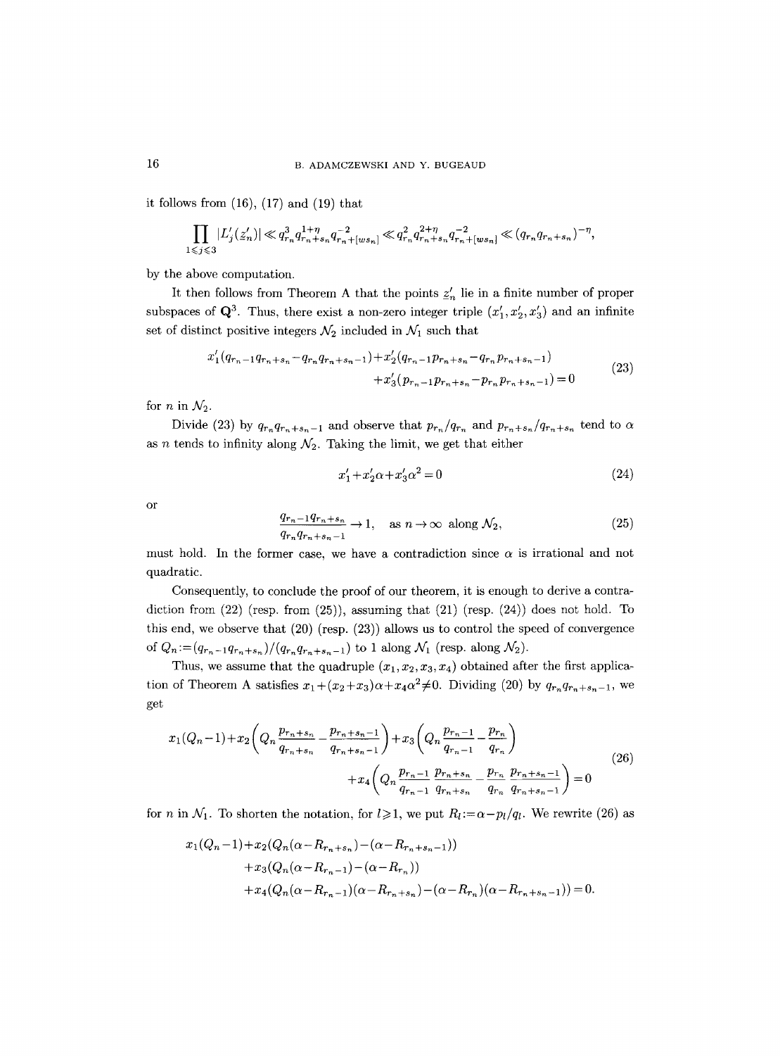it follows from (16), (17) and (19) that

$$\prod_{1 \leqslant j \leqslant 3} |L_j'(\underline{z}_n')| \ll q_{r_n}^3 q_{r_n+s_n}^{1+\eta} q_{r_n+[ws_n]}^{-2} \ll q_{r_n}^2 q_{r_n+s_n}^{2+\eta} q_{r_n+[ws_n]}^{-2} \ll (q_{r_n} q_{r_n+s_n})^{-\eta},$$

by the above computation.

It then follows from Theorem A that the points $\underline{z}_n'$ lie in a finite number of proper subspaces of $\mathbf{Q}^3$. Thus, there exist a non-zero integer triple $(x_1', x_2', x_3')$ and an infinite set of distinct positive integers $\mathcal{N}_2$ included in $\mathcal{N}_1$ such that

$$\begin{aligned} x_1'(q_{r_n-1}q_{r_n+s_n} - q_{r_n}q_{r_n+s_n-1}) + x_2'(q_{r_n-1}p_{r_n+s_n} - q_{r_n}p_{r_n+s_n-1}) \\ + x_3'(p_{r_n-1}p_{r_n+s_n} - p_{r_n}p_{r_n+s_n-1}) = 0 \end{aligned} \tag{23}$$

for $n$ in $\mathcal{N}_2$.

Divide (23) by $q_{r_n}q_{r_n+s_n-1}$ and observe that $p_{r_n}/q_{r_n}$ and $p_{r_n+s_n}/q_{r_n+s_n}$ tend to $\alpha$ as $n$ tends to infinity along $\mathcal{N}_2$. Taking the limit, we get that either

$$x_1' + x_2'\alpha + x_3'\alpha^2 = 0 \tag{24}$$

or

$$\frac{q_{r_n-1}q_{r_n+s_n}}{q_{r_n}q_{r_n+s_n-1}} \to 1, \quad \text{as } n \to \infty \text{ along } \mathcal{N}_2, \tag{25}$$

must hold. In the former case, we have a contradiction since $\alpha$ is irrational and not quadratic.

Consequently, to conclude the proof of our theorem, it is enough to derive a contradiction from (22) (resp. from (25)), assuming that (21) (resp. (24)) does not hold. To this end, we observe that (20) (resp. (23)) allows us to control the speed of convergence of $Q_n := (q_{r_n-1}q_{r_n+s_n})/(q_{r_n}q_{r_n+s_n-1})$ to 1 along $\mathcal{N}_1$ (resp. along $\mathcal{N}_2$).

Thus, we assume that the quadruple $(x_1, x_2, x_3, x_4)$ obtained after the first application of Theorem A satisfies $x_1 + (x_2+x_3)\alpha + x_4\alpha^2 \neq 0$. Dividing (20) by $q_{r_n}q_{r_n+s_n-1}$, we get

$$\begin{aligned} x_1(Q_n - 1) + x_2\left(Q_n \frac{p_{r_n+s_n}}{q_{r_n+s_n}} - \frac{p_{r_n+s_n-1}}{q_{r_n+s_n-1}}\right) + x_3\left(Q_n \frac{p_{r_n-1}}{q_{r_n-1}} - \frac{p_{r_n}}{q_{r_n}}\right) \\ + x_4\left(Q_n \frac{p_{r_n-1}}{q_{r_n-1}} \frac{p_{r_n+s_n}}{q_{r_n+s_n}} - \frac{p_{r_n}}{q_{r_n}} \frac{p_{r_n+s_n-1}}{q_{r_n+s_n-1}}\right) = 0 \end{aligned} \tag{26}$$

for $n$ in $\mathcal{N}_1$. To shorten the notation, for $l \geqslant 1$, we put $R_l := \alpha - p_l/q_l$. We rewrite (26) as

$$\begin{aligned} & x_1(Q_n - 1) + x_2(Q_n(\alpha - R_{r_n+s_n}) - (\alpha - R_{r_n+s_n-1})) \\ & \quad + x_3(Q_n(\alpha - R_{r_n-1}) - (\alpha - R_{r_n})) \\ & \quad + x_4(Q_n(\alpha - R_{r_n-1})(\alpha - R_{r_n+s_n}) - (\alpha - R_{r_n})(\alpha - R_{r_n+s_n-1})) = 0. \end{aligned}$$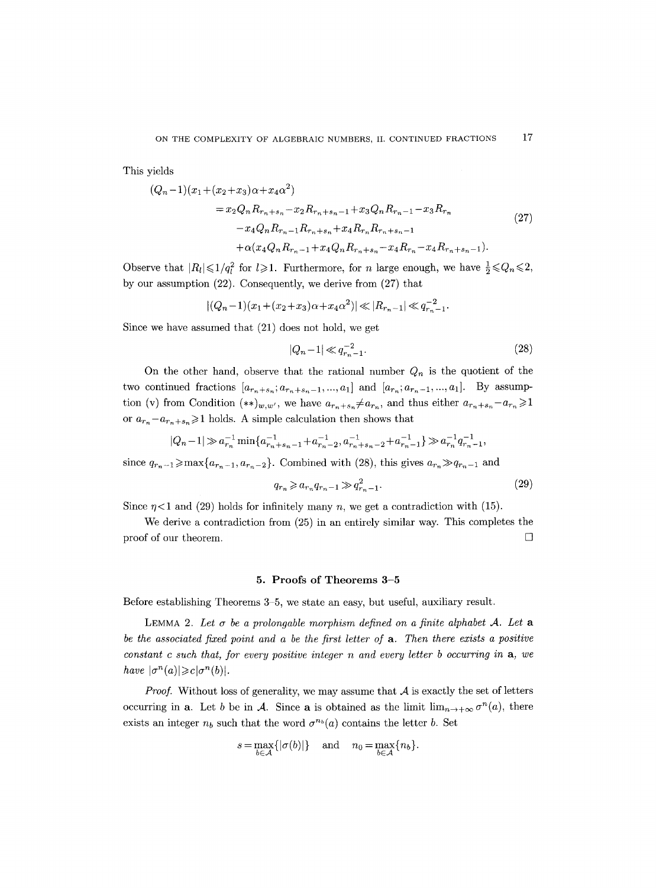This yields

$$
\begin{aligned}
(Q_n-1)(x_1+(x_2+x_3)\alpha+x_4\alpha^2) &= x_2Q_nR_{r_n+s_n}-x_2R_{r_n+s_n-1}+x_3Q_nR_{r_n-1}-x_3R_{r_n} \\
&\quad -x_4Q_nR_{r_n-1}R_{r_n+s_n}+x_4R_{r_n}R_{r_n+s_n-1} \\
&\quad +\alpha(x_4Q_nR_{r_n-1}+x_4Q_nR_{r_n+s_n}-x_4R_{r_n}-x_4R_{r_n+s_n-1}).
\end{aligned}
\tag{27}
$$

Observe that $|R_l|\leqslant 1/q_l^2$ for $l\geqslant 1$. Furthermore, for $n$ large enough, we have $\frac{1}{2}\leqslant Q_n\leqslant 2$, by our assumption (22). Consequently, we derive from (27) that

$$
|(Q_n-1)(x_1+(x_2+x_3)\alpha+x_4\alpha^2)| \ll |R_{r_n-1}| \ll q_{r_n-1}^{-2}.
$$

Since we have assumed that (21) does not hold, we get

$$
|Q_n-1| \ll q_{r_n-1}^{-2}. \tag{28}
$$

On the other hand, observe that the rational number $Q_n$ is the quotient of the two continued fractions $[a_{r_n+s_n}; a_{r_n+s_n-1}, ..., a_1]$ and $[a_{r_n}; a_{r_n-1}, ..., a_1]$. By assumption (v) from Condition $(**)_{w,w'}$, we have $a_{r_n+s_n}\neq a_{r_n}$, and thus either $a_{r_n+s_n}-a_{r_n}\geqslant 1$ or $a_{r_n}-a_{r_n+s_n}\geqslant 1$ holds. A simple calculation then shows that

$$
|Q_n-1| \gg a_{r_n}^{-1}\min\{a_{r_n+s_n-1}^{-1}+a_{r_n-2}^{-1}, a_{r_n+s_n-2}^{-1}+a_{r_n-1}^{-1}\} \gg a_{r_n}^{-1}q_{r_n-1}^{-1},
$$

since $q_{r_n-1}\geqslant \max\{a_{r_n-1}, a_{r_n-2}\}$. Combined with (28), this gives $a_{r_n}\gg q_{r_n-1}$ and

$$
q_{r_n} \geqslant a_{r_n}q_{r_n-1} \gg q_{r_n-1}^2. \tag{29}
$$

Since $\eta<1$ and (29) holds for infinitely many $n$, we get a contradiction with (15).

We derive a contradiction from (25) in an entirely similar way. This completes the proof of our theorem. □

## 5. Proofs of Theorems 3–5

Before establishing Theorems 3–5, we state an easy, but useful, auxiliary result.

LEMMA 2. *Let $\sigma$ be a prolongable morphism defined on a finite alphabet $\mathcal{A}$. Let $\mathbf{a}$ be the associated fixed point and $a$ be the first letter of $\mathbf{a}$. Then there exists a positive constant $c$ such that, for every positive integer $n$ and every letter $b$ occurring in $\mathbf{a}$, we have $|\sigma^n(a)|\geqslant c|\sigma^n(b)|$.*

*Proof.* Without loss of generality, we may assume that $\mathcal{A}$ is exactly the set of letters occurring in $\mathbf{a}$. Let $b$ be in $\mathcal{A}$. Since $\mathbf{a}$ is obtained as the limit $\lim_{n\to+\infty}\sigma^n(a)$, there exists an integer $n_b$ such that the word $\sigma^{n_b}(a)$ contains the letter $b$. Set

$$
s=\max_{b\in\mathcal{A}}\{|\sigma(b)|\} \quad \text{and} \quad n_0=\max_{b\in\mathcal{A}}\{n_b\}.
$$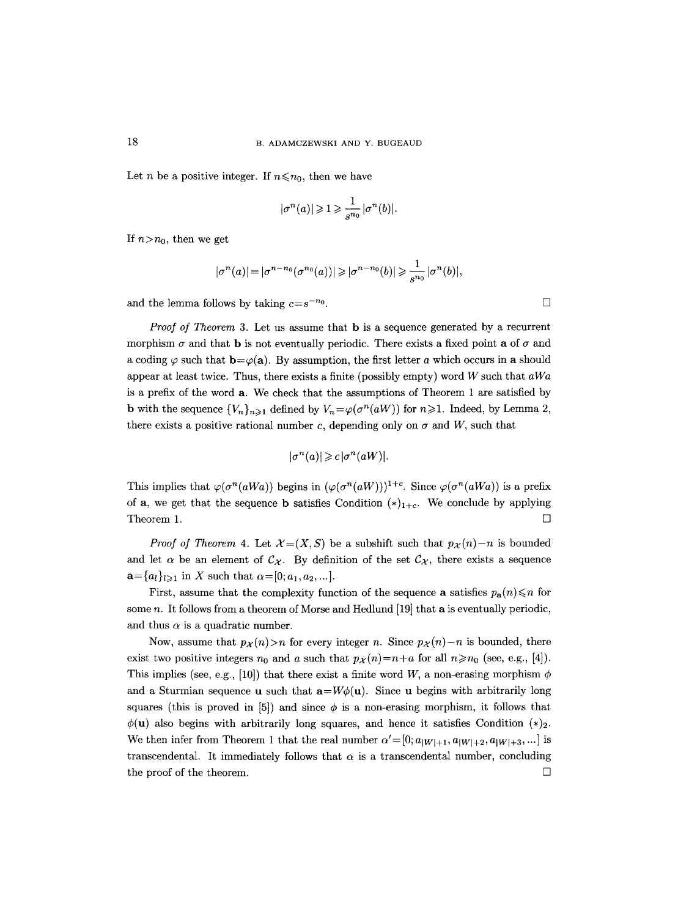Let $n$ be a positive integer. If $n \leqslant n_0$, then we have

$$|\sigma^n(a)| \geqslant 1 \geqslant \frac{1}{s^{n_0}} |\sigma^n(b)|.$$

If $n > n_0$, then we get

$$|\sigma^n(a)| = |\sigma^{n-n_0}(\sigma^{n_0}(a))| \geqslant |\sigma^{n-n_0}(b)| \geqslant \frac{1}{s^{n_0}} |\sigma^n(b)|,$$

and the lemma follows by taking $c = s^{-n_0}$. $\square$

*Proof of Theorem* 3. Let us assume that $\mathbf{b}$ is a sequence generated by a recurrent morphism $\sigma$ and that $\mathbf{b}$ is not eventually periodic. There exists a fixed point $\mathbf{a}$ of $\sigma$ and a coding $\varphi$ such that $\mathbf{b} = \varphi(\mathbf{a})$. By assumption, the first letter $a$ which occurs in $\mathbf{a}$ should appear at least twice. Thus, there exists a finite (possibly empty) word $W$ such that $aWa$ is a prefix of the word $\mathbf{a}$. We check that the assumptions of Theorem 1 are satisfied by $\mathbf{b}$ with the sequence $\{V_n\}_{n \geqslant 1}$ defined by $V_n = \varphi(\sigma^n(aW))$ for $n \geqslant 1$. Indeed, by Lemma 2, there exists a positive rational number $c$, depending only on $\sigma$ and $W$, such that

$$|\sigma^n(a)| \geqslant c |\sigma^n(aW)|.$$

This implies that $\varphi(\sigma^n(aWa))$ begins in $(\varphi(\sigma^n(aW)))^{1+c}$. Since $\varphi(\sigma^n(aWa))$ is a prefix of $\mathbf{a}$, we get that the sequence $\mathbf{b}$ satisfies Condition $(*)_{1+c}$. We conclude by applying Theorem 1. $\square$

*Proof of Theorem* 4. Let $\mathcal{X} = (X, S)$ be a subshift such that $p_{\mathcal{X}}(n) - n$ is bounded and let $\alpha$ be an element of $\mathcal{C}_{\mathcal{X}}$. By definition of the set $\mathcal{C}_{\mathcal{X}}$, there exists a sequence $\mathbf{a} = \{a_l\}_{l \geqslant 1}$ in $X$ such that $\alpha = [0; a_1, a_2, \ldots]$.

First, assume that the complexity function of the sequence $\mathbf{a}$ satisfies $p_{\mathbf{a}}(n) \leqslant n$ for some $n$. It follows from a theorem of Morse and Hedlund [19] that $\mathbf{a}$ is eventually periodic, and thus $\alpha$ is a quadratic number.

Now, assume that $p_{\mathcal{X}}(n) > n$ for every integer $n$. Since $p_{\mathcal{X}}(n) - n$ is bounded, there exist two positive integers $n_0$ and $a$ such that $p_{\mathcal{X}}(n) = n + a$ for all $n \geqslant n_0$ (see, e.g., [4]). This implies (see, e.g., [10]) that there exist a finite word $W$, a non-erasing morphism $\phi$ and a Sturmian sequence $\mathbf{u}$ such that $\mathbf{a} = W\phi(\mathbf{u})$. Since $\mathbf{u}$ begins with arbitrarily long squares (this is proved in [5]) and since $\phi$ is a non-erasing morphism, it follows that $\phi(\mathbf{u})$ also begins with arbitrarily long squares, and hence it satisfies Condition $(*)_2$. We then infer from Theorem 1 that the real number $\alpha' = [0; a_{|W|+1}, a_{|W|+2}, a_{|W|+3}, \ldots]$ is transcendental. It immediately follows that $\alpha$ is a transcendental number, concluding the proof of the theorem. $\square$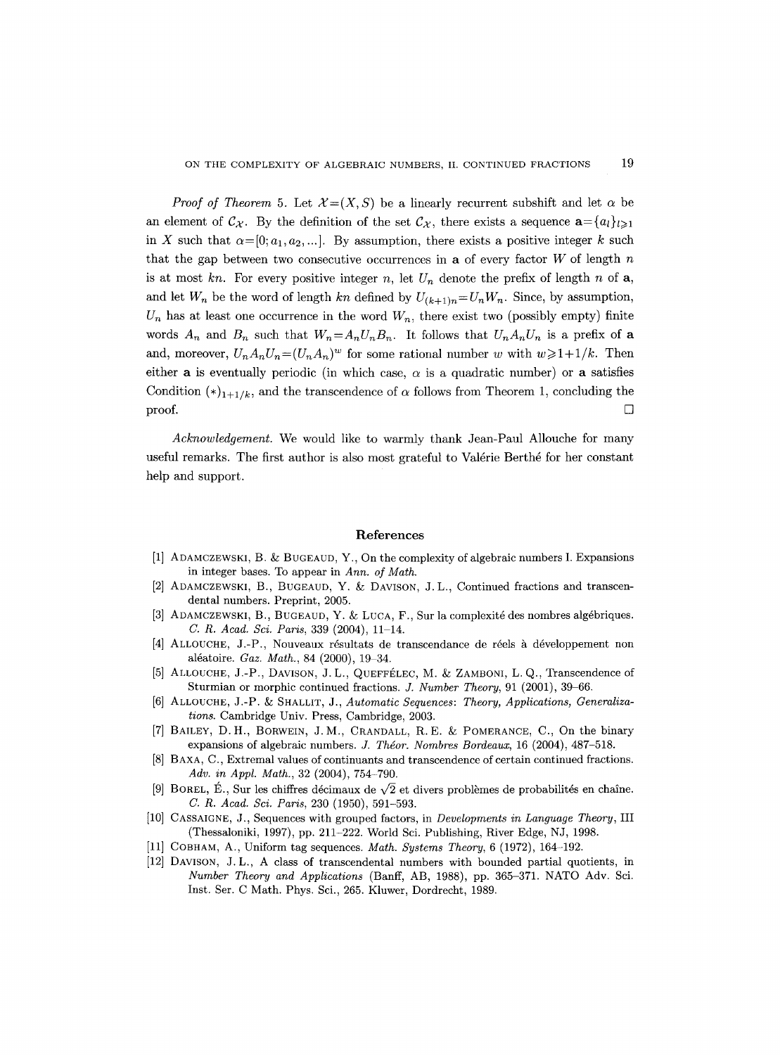*Proof of Theorem* 5. Let $\mathcal{X}=(X,S)$ be a linearly recurrent subshift and let $\alpha$ be an element of $\mathcal{C}_{\mathcal{X}}$. By the definition of the set $\mathcal{C}_{\mathcal{X}}$, there exists a sequence $\mathbf{a}=\{a_l\}_{l\geqslant 1}$ in $X$ such that $\alpha=[0;a_1,a_2,\ldots]$. By assumption, there exists a positive integer $k$ such that the gap between two consecutive occurrences in $\mathbf{a}$ of every factor $W$ of length $n$ is at most $kn$. For every positive integer $n$, let $U_n$ denote the prefix of length $n$ of $\mathbf{a}$, and let $W_n$ be the word of length $kn$ defined by $U_{(k+1)n}=U_nW_n$. Since, by assumption, $U_n$ has at least one occurrence in the word $W_n$, there exist two (possibly empty) finite words $A_n$ and $B_n$ such that $W_n=A_nU_nB_n$. It follows that $U_nA_nU_n$ is a prefix of $\mathbf{a}$ and, moreover, $U_nA_nU_n=(U_nA_n)^w$ for some rational number $w$ with $w\geqslant 1+1/k$. Then either $\mathbf{a}$ is eventually periodic (in which case, $\alpha$ is a quadratic number) or $\mathbf{a}$ satisfies Condition $(*)_{1+1/k}$, and the transcendence of $\alpha$ follows from Theorem 1, concluding the proof. □

*Acknowledgement.* We would like to warmly thank Jean-Paul Allouche for many useful remarks. The first author is also most grateful to Valérie Berthé for her constant help and support.

## References

[1] Adamczewski, B. & Bugeaud, Y., On the complexity of algebraic numbers I. Expansions in integer bases. To appear in *Ann. of Math.*

[2] Adamczewski, B., Bugeaud, Y. & Davison, J. L., Continued fractions and transcendental numbers. Preprint, 2005.

[3] Adamczewski, B., Bugeaud, Y. & Luca, F., Sur la complexité des nombres algébriques. *C. R. Acad. Sci. Paris*, 339 (2004), 11–14.

[4] Allouche, J.-P., Nouveaux résultats de transcendance de réels à développement non aléatoire. *Gaz. Math.*, 84 (2000), 19–34.

[5] Allouche, J.-P., Davison, J. L., Queffélec, M. & Zamboni, L. Q., Transcendence of Sturmian or morphic continued fractions. *J. Number Theory*, 91 (2001), 39–66.

[6] Allouche, J.-P. & Shallit, J., *Automatic Sequences: Theory, Applications, Generalizations*. Cambridge Univ. Press, Cambridge, 2003.

[7] Bailey, D. H., Borwein, J. M., Crandall, R. E. & Pomerance, C., On the binary expansions of algebraic numbers. *J. Théor. Nombres Bordeaux*, 16 (2004), 487–518.

[8] Baxa, C., Extremal values of continuants and transcendence of certain continued fractions. *Adv. in Appl. Math.*, 32 (2004), 754–790.

[9] Borel, É., Sur les chiffres décimaux de $\sqrt{2}$ et divers problèmes de probabilités en chaîne. *C. R. Acad. Sci. Paris*, 230 (1950), 591–593.

[10] Cassaigne, J., Sequences with grouped factors, in *Developments in Language Theory*, III (Thessaloniki, 1997), pp. 211–222. World Sci. Publishing, River Edge, NJ, 1998.

[11] Cobham, A., Uniform tag sequences. *Math. Systems Theory*, 6 (1972), 164–192.

[12] Davison, J. L., A class of transcendental numbers with bounded partial quotients, in *Number Theory and Applications* (Banff, AB, 1988), pp. 365–371. NATO Adv. Sci. Inst. Ser. C Math. Phys. Sci., 265. Kluwer, Dordrecht, 1989.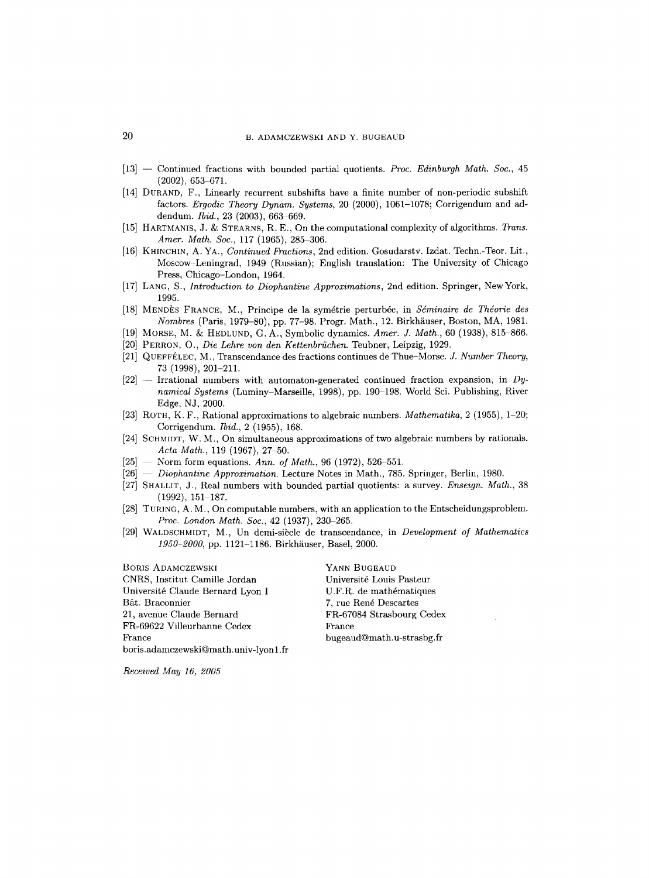[13] — Continued fractions with bounded partial quotients. *Proc. Edinburgh Math. Soc.*, 45 (2002), 653–671.

[14] DURAND, F., Linearly recurrent subshifts have a finite number of non-periodic subshift factors. *Ergodic Theory Dynam. Systems*, 20 (2000), 1061–1078; Corrigendum and addendum. *Ibid.*, 23 (2003), 663–669.

[15] HARTMANIS, J. & STEARNS, R. E., On the computational complexity of algorithms. *Trans. Amer. Math. Soc.*, 117 (1965), 285–306.

[16] KHINCHIN, A. YA., *Continued Fractions*, 2nd edition. Gosudarstv. Izdat. Techn.-Teor. Lit., Moscow–Leningrad, 1949 (Russian); English translation: The University of Chicago Press, Chicago–London, 1964.

[17] LANG, S., *Introduction to Diophantine Approximations*, 2nd edition. Springer, New York, 1995.

[18] MENDÈS FRANCE, M., Principe de la symétrie perturbée, in *Séminaire de Théorie des Nombres* (Paris, 1979–80), pp. 77–98. Progr. Math., 12. Birkhäuser, Boston, MA, 1981.

[19] MORSE, M. & HEDLUND, G. A., Symbolic dynamics. *Amer. J. Math.*, 60 (1938), 815–866.

[20] PERRON, O., *Die Lehre von den Kettenbrüchen.* Teubner, Leipzig, 1929.

[21] QUEFFÉLEC, M., Transcendance des fractions continues de Thue–Morse. *J. Number Theory*, 73 (1998), 201–211.

[22] — Irrational numbers with automaton-generated continued fraction expansion, in *Dynamical Systems* (Luminy–Marseille, 1998), pp. 190–198. World Sci. Publishing, River Edge, NJ, 2000.

[23] ROTH, K. F., Rational approximations to algebraic numbers. *Mathematika*, 2 (1955), 1–20; Corrigendum. *Ibid.*, 2 (1955), 168.

[24] SCHMIDT, W. M., On simultaneous approximations of two algebraic numbers by rationals. *Acta Math.*, 119 (1967), 27–50.

[25] — Norm form equations. *Ann. of Math.*, 96 (1972), 526–551.

[26] — *Diophantine Approximation.* Lecture Notes in Math., 785. Springer, Berlin, 1980.

[27] SHALLIT, J., Real numbers with bounded partial quotients: a survey. *Enseign. Math.*, 38 (1992), 151–187.

[28] TURING, A. M., On computable numbers, with an application to the Entscheidungsproblem. *Proc. London Math. Soc.*, 42 (1937), 230–265.

[29] WALDSCHMIDT, M., Un demi-siècle de transcendance, in *Development of Mathematics 1950–2000*, pp. 1121–1186. Birkhäuser, Basel, 2000.

BORIS ADAMCZEWSKI
CNRS, Institut Camille Jordan
Université Claude Bernard Lyon I
Bât. Braconnier
21, avenue Claude Bernard
FR-69622 Villeurbanne Cedex
France
boris.adamczewski@math.univ-lyon1.fr

YANN BUGEAUD
Université Louis Pasteur
U.F.R. de mathématiques
7, rue René Descartes
FR-67084 Strasbourg Cedex
France
bugeaud@math.u-strasbg.fr

*Received May 16, 2005*